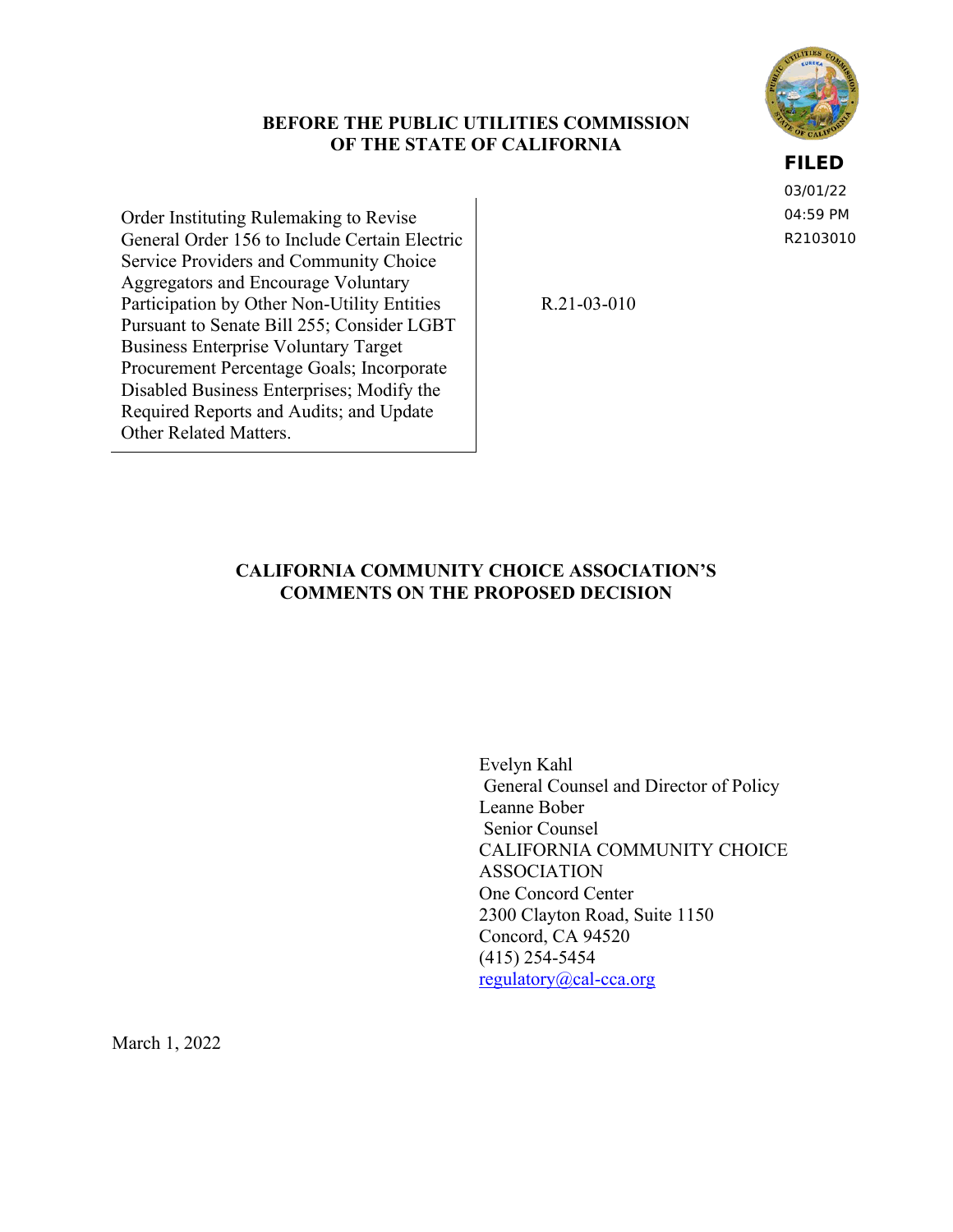**BEFORE THE PUBLIC UTILITIES COMMISSION OF THE STATE OF CALIFORNIA**

**FILED**
03/01/22
04:59 PM
R2103010

| Order Instituting Rulemaking to Revise General Order 156 to Include Certain Electric Service Providers and Community Choice Aggregators and Encourage Voluntary Participation by Other Non-Utility Entities Pursuant to Senate Bill 255; Consider LGBT Business Enterprise Voluntary Target Procurement Percentage Goals; Incorporate Disabled Business Enterprises; Modify the Required Reports and Audits; and Update Other Related Matters. | R.21-03-010 |
|---|---|

**CALIFORNIA COMMUNITY CHOICE ASSOCIATION'S COMMENTS ON THE PROPOSED DECISION**

Evelyn Kahl
General Counsel and Director of Policy
Leanne Bober
Senior Counsel
CALIFORNIA COMMUNITY CHOICE ASSOCIATION
One Concord Center
2300 Clayton Road, Suite 1150
Concord, CA 94520
(415) 254-5454
regulatory@cal-cca.org

March 1, 2022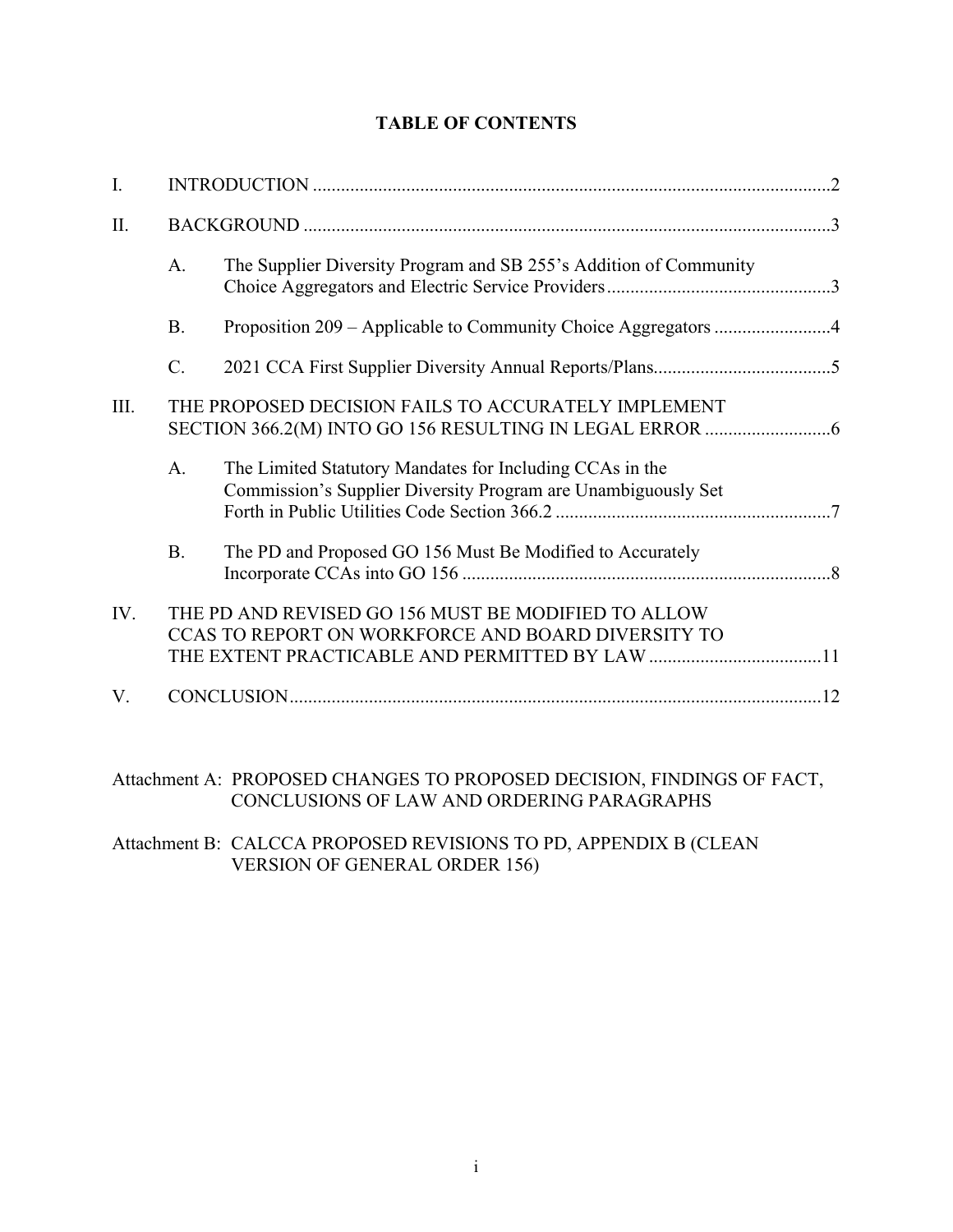**TABLE OF CONTENTS**

| | | | |
|---|---|---|---|
| I. | INTRODUCTION | | 2 |
| II. | BACKGROUND | | 3 |
| | A. | The Supplier Diversity Program and SB 255's Addition of Community Choice Aggregators and Electric Service Providers | 3 |
| | B. | Proposition 209 – Applicable to Community Choice Aggregators | 4 |
| | C. | 2021 CCA First Supplier Diversity Annual Reports/Plans | 5 |
| III. | THE PROPOSED DECISION FAILS TO ACCURATELY IMPLEMENT SECTION 366.2(M) INTO GO 156 RESULTING IN LEGAL ERROR | | 6 |
| | A. | The Limited Statutory Mandates for Including CCAs in the Commission's Supplier Diversity Program are Unambiguously Set Forth in Public Utilities Code Section 366.2 | 7 |
| | B. | The PD and Proposed GO 156 Must Be Modified to Accurately Incorporate CCAs into GO 156 | 8 |
| IV. | THE PD AND REVISED GO 156 MUST BE MODIFIED TO ALLOW CCAS TO REPORT ON WORKFORCE AND BOARD DIVERSITY TO THE EXTENT PRACTICABLE AND PERMITTED BY LAW | | 11 |
| V. | CONCLUSION | | 12 |

Attachment A: PROPOSED CHANGES TO PROPOSED DECISION, FINDINGS OF FACT, CONCLUSIONS OF LAW AND ORDERING PARAGRAPHS

Attachment B: CALCCA PROPOSED REVISIONS TO PD, APPENDIX B (CLEAN VERSION OF GENERAL ORDER 156)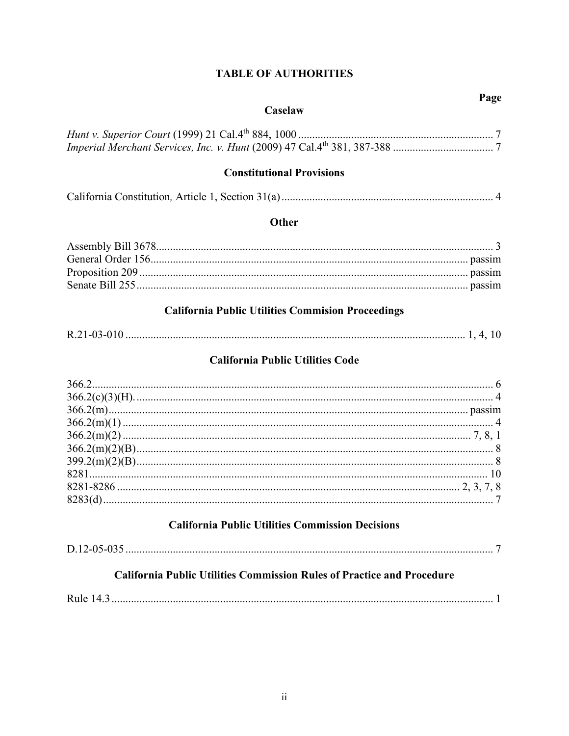# TABLE OF AUTHORITIES

| | Page |
|---|---|
| **Caselaw** | |
| *Hunt v. Superior Court* (1999) 21 Cal.4th 884, 1000 | 7 |
| *Imperial Merchant Services, Inc. v. Hunt* (2009) 47 Cal.4th 381, 387-388 | 7 |
| **Constitutional Provisions** | |
| California Constitution*,* Article 1, Section 31(a) | 4 |
| **Other** | |
| Assembly Bill 3678 | 3 |
| General Order 156 | passim |
| Proposition 209 | passim |
| Senate Bill 255 | passim |
| **California Public Utilities Commision Proceedings** | |
| R.21-03-010 | 1, 4, 10 |
| **California Public Utilities Code** | |
| 366.2 | 6 |
| 366.2(c)(3)(H). | 4 |
| 366.2(m) | passim |
| 366.2(m)(1) | 4 |
| 366.2(m)(2) | 7, 8, 1 |
| 366.2(m)(2)(B) | 8 |
| 399.2(m)(2)(B) | 8 |
| 8281 | 10 |
| 8281-8286 | 2, 3, 7, 8 |
| 8283(d) | 7 |
| **California Public Utilities Commission Decisions** | |
| D.12-05-035 | 7 |
| **California Public Utilities Commission Rules of Practice and Procedure** | |
| Rule 14.3 | 1 |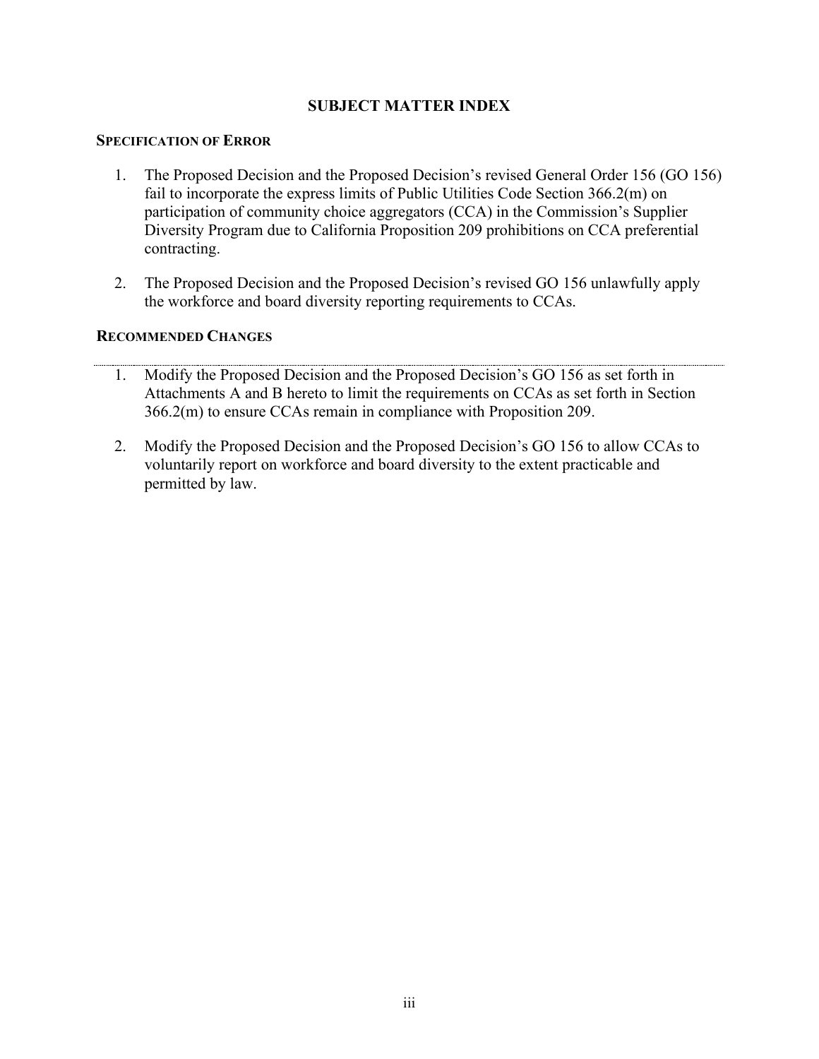## SUBJECT MATTER INDEX

### SPECIFICATION OF ERROR

1. The Proposed Decision and the Proposed Decision's revised General Order 156 (GO 156) fail to incorporate the express limits of Public Utilities Code Section 366.2(m) on participation of community choice aggregators (CCA) in the Commission's Supplier Diversity Program due to California Proposition 209 prohibitions on CCA preferential contracting.

2. The Proposed Decision and the Proposed Decision's revised GO 156 unlawfully apply the workforce and board diversity reporting requirements to CCAs.

### RECOMMENDED CHANGES

1. Modify the Proposed Decision and the Proposed Decision's GO 156 as set forth in Attachments A and B hereto to limit the requirements on CCAs as set forth in Section 366.2(m) to ensure CCAs remain in compliance with Proposition 209.

2. Modify the Proposed Decision and the Proposed Decision's GO 156 to allow CCAs to voluntarily report on workforce and board diversity to the extent practicable and permitted by law.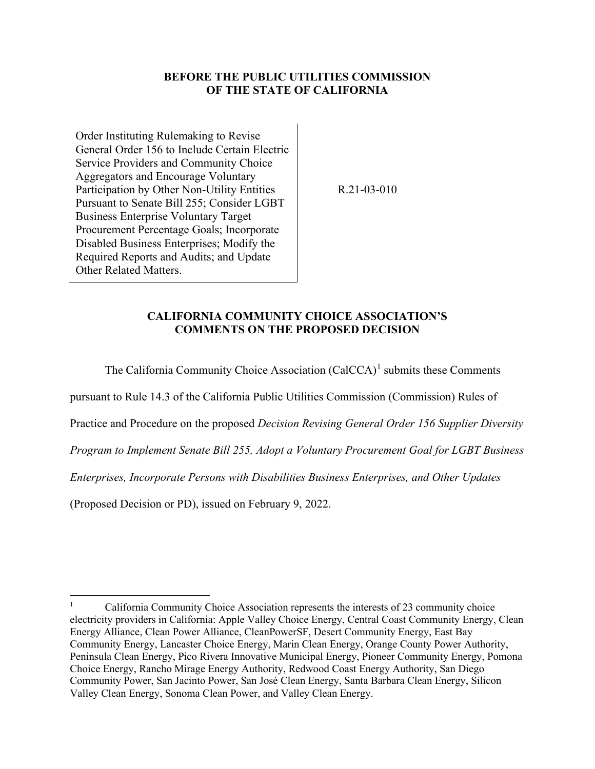**BEFORE THE PUBLIC UTILITIES COMMISSION OF THE STATE OF CALIFORNIA**

Order Instituting Rulemaking to Revise General Order 156 to Include Certain Electric Service Providers and Community Choice Aggregators and Encourage Voluntary Participation by Other Non-Utility Entities Pursuant to Senate Bill 255; Consider LGBT Business Enterprise Voluntary Target Procurement Percentage Goals; Incorporate Disabled Business Enterprises; Modify the Required Reports and Audits; and Update Other Related Matters.

R.21-03-010

**CALIFORNIA COMMUNITY CHOICE ASSOCIATION'S COMMENTS ON THE PROPOSED DECISION**

The California Community Choice Association (CalCCA)[1] submits these Comments pursuant to Rule 14.3 of the California Public Utilities Commission (Commission) Rules of Practice and Procedure on the proposed *Decision Revising General Order 156 Supplier Diversity Program to Implement Senate Bill 255, Adopt a Voluntary Procurement Goal for LGBT Business Enterprises, Incorporate Persons with Disabilities Business Enterprises, and Other Updates* (Proposed Decision or PD), issued on February 9, 2022.

---

[1] California Community Choice Association represents the interests of 23 community choice electricity providers in California: Apple Valley Choice Energy, Central Coast Community Energy, Clean Energy Alliance, Clean Power Alliance, CleanPowerSF, Desert Community Energy, East Bay Community Energy, Lancaster Choice Energy, Marin Clean Energy, Orange County Power Authority, Peninsula Clean Energy, Pico Rivera Innovative Municipal Energy, Pioneer Community Energy, Pomona Choice Energy, Rancho Mirage Energy Authority, Redwood Coast Energy Authority, San Diego Community Power, San Jacinto Power, San José Clean Energy, Santa Barbara Clean Energy, Silicon Valley Clean Energy, Sonoma Clean Power, and Valley Clean Energy.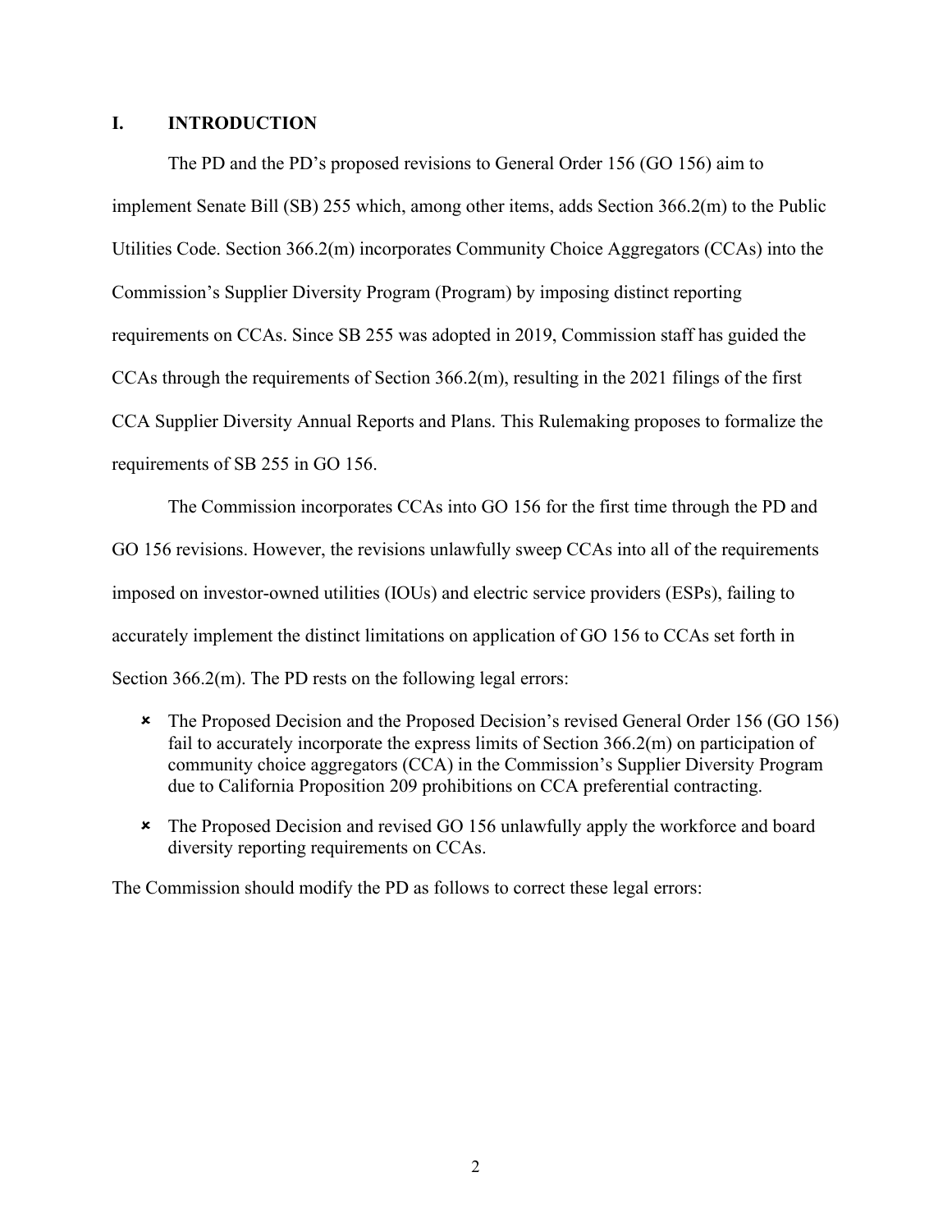## I. INTRODUCTION

The PD and the PD's proposed revisions to General Order 156 (GO 156) aim to implement Senate Bill (SB) 255 which, among other items, adds Section 366.2(m) to the Public Utilities Code. Section 366.2(m) incorporates Community Choice Aggregators (CCAs) into the Commission's Supplier Diversity Program (Program) by imposing distinct reporting requirements on CCAs. Since SB 255 was adopted in 2019, Commission staff has guided the CCAs through the requirements of Section 366.2(m), resulting in the 2021 filings of the first CCA Supplier Diversity Annual Reports and Plans. This Rulemaking proposes to formalize the requirements of SB 255 in GO 156.

The Commission incorporates CCAs into GO 156 for the first time through the PD and GO 156 revisions. However, the revisions unlawfully sweep CCAs into all of the requirements imposed on investor-owned utilities (IOUs) and electric service providers (ESPs), failing to accurately implement the distinct limitations on application of GO 156 to CCAs set forth in Section 366.2(m). The PD rests on the following legal errors:

- The Proposed Decision and the Proposed Decision's revised General Order 156 (GO 156) fail to accurately incorporate the express limits of Section 366.2(m) on participation of community choice aggregators (CCA) in the Commission's Supplier Diversity Program due to California Proposition 209 prohibitions on CCA preferential contracting.
- The Proposed Decision and revised GO 156 unlawfully apply the workforce and board diversity reporting requirements on CCAs.

The Commission should modify the PD as follows to correct these legal errors: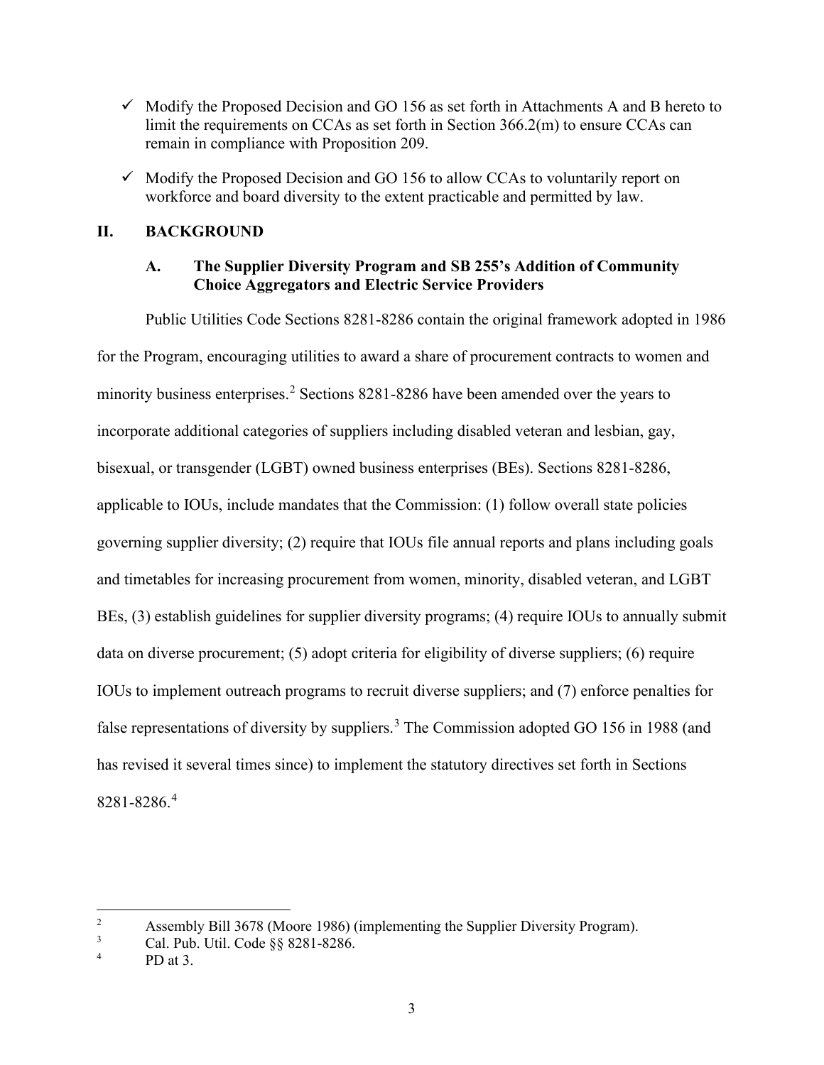- ✓ Modify the Proposed Decision and GO 156 as set forth in Attachments A and B hereto to limit the requirements on CCAs as set forth in Section 366.2(m) to ensure CCAs can remain in compliance with Proposition 209.
- ✓ Modify the Proposed Decision and GO 156 to allow CCAs to voluntarily report on workforce and board diversity to the extent practicable and permitted by law.

## II. BACKGROUND

### A. The Supplier Diversity Program and SB 255's Addition of Community Choice Aggregators and Electric Service Providers

Public Utilities Code Sections 8281-8286 contain the original framework adopted in 1986 for the Program, encouraging utilities to award a share of procurement contracts to women and minority business enterprises.[2] Sections 8281-8286 have been amended over the years to incorporate additional categories of suppliers including disabled veteran and lesbian, gay, bisexual, or transgender (LGBT) owned business enterprises (BEs). Sections 8281-8286, applicable to IOUs, include mandates that the Commission: (1) follow overall state policies governing supplier diversity; (2) require that IOUs file annual reports and plans including goals and timetables for increasing procurement from women, minority, disabled veteran, and LGBT BEs, (3) establish guidelines for supplier diversity programs; (4) require IOUs to annually submit data on diverse procurement; (5) adopt criteria for eligibility of diverse suppliers; (6) require IOUs to implement outreach programs to recruit diverse suppliers; and (7) enforce penalties for false representations of diversity by suppliers.[3] The Commission adopted GO 156 in 1988 (and has revised it several times since) to implement the statutory directives set forth in Sections 8281-8286.[4]

---

[2] Assembly Bill 3678 (Moore 1986) (implementing the Supplier Diversity Program).

[3] Cal. Pub. Util. Code §§ 8281-8286.

[4] PD at 3.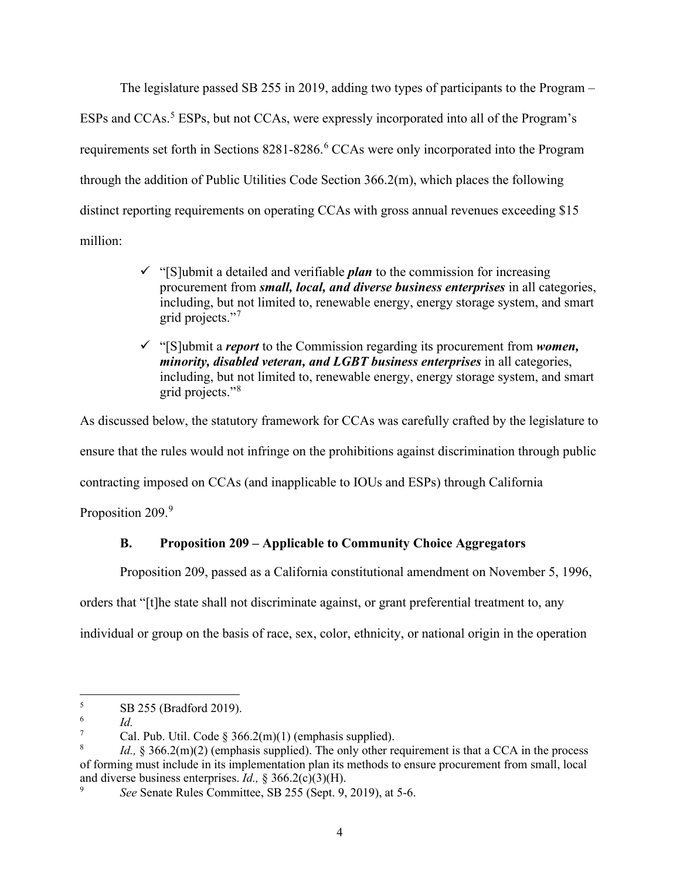The legislature passed SB 255 in 2019, adding two types of participants to the Program – ESPs and CCAs.[5] ESPs, but not CCAs, were expressly incorporated into all of the Program's requirements set forth in Sections 8281-8286.[6] CCAs were only incorporated into the Program through the addition of Public Utilities Code Section 366.2(m), which places the following distinct reporting requirements on operating CCAs with gross annual revenues exceeding $15 million:

- ✓ "[S]ubmit a detailed and verifiable ***plan*** to the commission for increasing procurement from ***small, local, and diverse business enterprises*** in all categories, including, but not limited to, renewable energy, energy storage system, and smart grid projects."[7]
- ✓ "[S]ubmit a ***report*** to the Commission regarding its procurement from ***women, minority, disabled veteran, and LGBT business enterprises*** in all categories, including, but not limited to, renewable energy, energy storage system, and smart grid projects."[8]

As discussed below, the statutory framework for CCAs was carefully crafted by the legislature to ensure that the rules would not infringe on the prohibitions against discrimination through public contracting imposed on CCAs (and inapplicable to IOUs and ESPs) through California Proposition 209.[9]

### B. Proposition 209 – Applicable to Community Choice Aggregators

Proposition 209, passed as a California constitutional amendment on November 5, 1996, orders that "[t]he state shall not discriminate against, or grant preferential treatment to, any individual or group on the basis of race, sex, color, ethnicity, or national origin in the operation

---

[5] SB 255 (Bradford 2019).

[6] *Id.*

[7] Cal. Pub. Util. Code § 366.2(m)(1) (emphasis supplied).

[8] *Id.,* § 366.2(m)(2) (emphasis supplied). The only other requirement is that a CCA in the process of forming must include in its implementation plan its methods to ensure procurement from small, local and diverse business enterprises. *Id.,* § 366.2(c)(3)(H).

[9] *See* Senate Rules Committee, SB 255 (Sept. 9, 2019), at 5-6.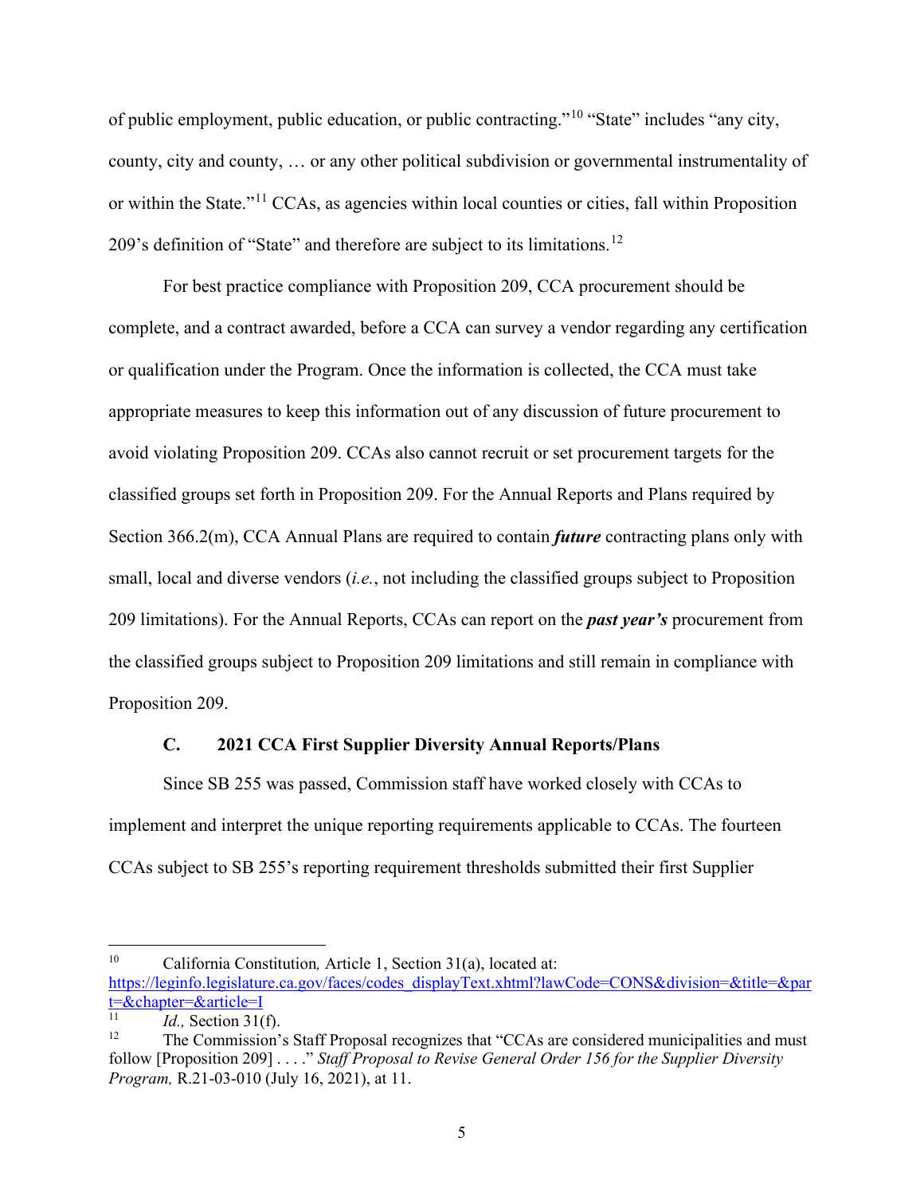of public employment, public education, or public contracting."[10] "State" includes "any city, county, city and county, … or any other political subdivision or governmental instrumentality of or within the State."[11] CCAs, as agencies within local counties or cities, fall within Proposition 209's definition of "State" and therefore are subject to its limitations.[12]

For best practice compliance with Proposition 209, CCA procurement should be complete, and a contract awarded, before a CCA can survey a vendor regarding any certification or qualification under the Program. Once the information is collected, the CCA must take appropriate measures to keep this information out of any discussion of future procurement to avoid violating Proposition 209. CCAs also cannot recruit or set procurement targets for the classified groups set forth in Proposition 209. For the Annual Reports and Plans required by Section 366.2(m), CCA Annual Plans are required to contain ***future*** contracting plans only with small, local and diverse vendors (*i.e.*, not including the classified groups subject to Proposition 209 limitations). For the Annual Reports, CCAs can report on the ***past year's*** procurement from the classified groups subject to Proposition 209 limitations and still remain in compliance with Proposition 209.

### C. 2021 CCA First Supplier Diversity Annual Reports/Plans

Since SB 255 was passed, Commission staff have worked closely with CCAs to implement and interpret the unique reporting requirements applicable to CCAs. The fourteen CCAs subject to SB 255's reporting requirement thresholds submitted their first Supplier

---

[10] California Constitution*,* Article 1, Section 31(a), located at: https://leginfo.legislature.ca.gov/faces/codes_displayText.xhtml?lawCode=CONS&division=&title=&part=&chapter=&article=I

[11] *Id.,* Section 31(f).

[12] The Commission's Staff Proposal recognizes that "CCAs are considered municipalities and must follow [Proposition 209] . . . ." *Staff Proposal to Revise General Order 156 for the Supplier Diversity Program,* R.21-03-010 (July 16, 2021), at 11.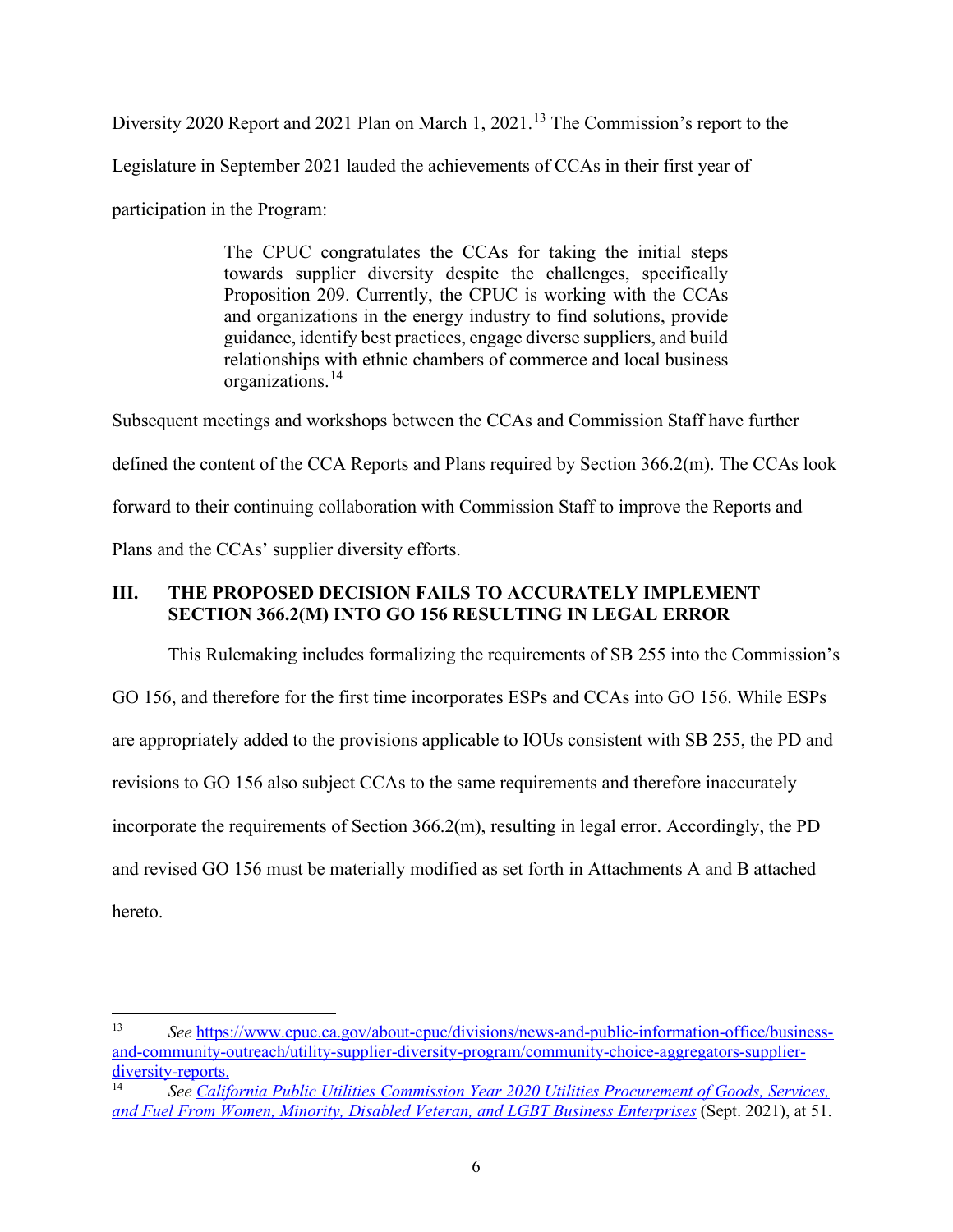Diversity 2020 Report and 2021 Plan on March 1, 2021.[13] The Commission's report to the Legislature in September 2021 lauded the achievements of CCAs in their first year of participation in the Program:

> The CPUC congratulates the CCAs for taking the initial steps towards supplier diversity despite the challenges, specifically Proposition 209. Currently, the CPUC is working with the CCAs and organizations in the energy industry to find solutions, provide guidance, identify best practices, engage diverse suppliers, and build relationships with ethnic chambers of commerce and local business organizations.[14]

Subsequent meetings and workshops between the CCAs and Commission Staff have further defined the content of the CCA Reports and Plans required by Section 366.2(m). The CCAs look forward to their continuing collaboration with Commission Staff to improve the Reports and Plans and the CCAs' supplier diversity efforts.

## III. THE PROPOSED DECISION FAILS TO ACCURATELY IMPLEMENT SECTION 366.2(M) INTO GO 156 RESULTING IN LEGAL ERROR

This Rulemaking includes formalizing the requirements of SB 255 into the Commission's GO 156, and therefore for the first time incorporates ESPs and CCAs into GO 156. While ESPs are appropriately added to the provisions applicable to IOUs consistent with SB 255, the PD and revisions to GO 156 also subject CCAs to the same requirements and therefore inaccurately incorporate the requirements of Section 366.2(m), resulting in legal error. Accordingly, the PD and revised GO 156 must be materially modified as set forth in Attachments A and B attached hereto.

---

[13] *See* https://www.cpuc.ca.gov/about-cpuc/divisions/news-and-public-information-office/business-and-community-outreach/utility-supplier-diversity-program/community-choice-aggregators-supplier-diversity-reports.

[14] *See California Public Utilities Commission Year 2020 Utilities Procurement of Goods, Services, and Fuel From Women, Minority, Disabled Veteran, and LGBT Business Enterprises* (Sept. 2021), at 51.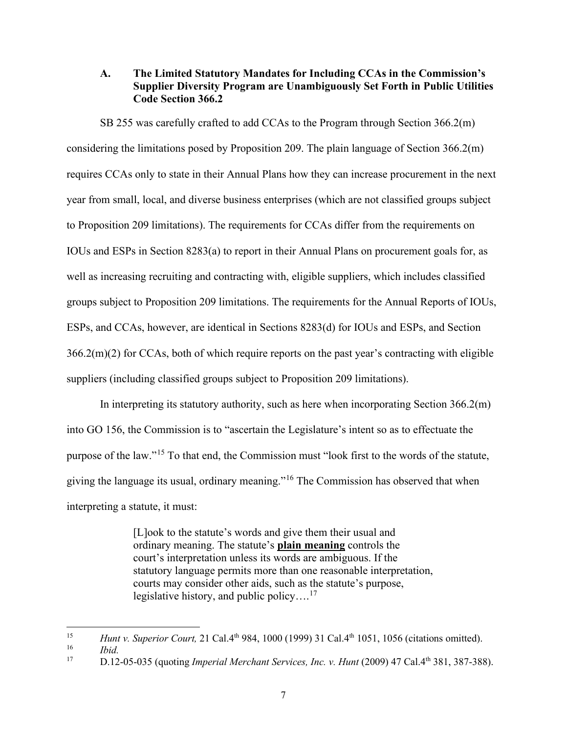### A. The Limited Statutory Mandates for Including CCAs in the Commission's Supplier Diversity Program are Unambiguously Set Forth in Public Utilities Code Section 366.2

SB 255 was carefully crafted to add CCAs to the Program through Section 366.2(m) considering the limitations posed by Proposition 209. The plain language of Section 366.2(m) requires CCAs only to state in their Annual Plans how they can increase procurement in the next year from small, local, and diverse business enterprises (which are not classified groups subject to Proposition 209 limitations). The requirements for CCAs differ from the requirements on IOUs and ESPs in Section 8283(a) to report in their Annual Plans on procurement goals for, as well as increasing recruiting and contracting with, eligible suppliers, which includes classified groups subject to Proposition 209 limitations. The requirements for the Annual Reports of IOUs, ESPs, and CCAs, however, are identical in Sections 8283(d) for IOUs and ESPs, and Section 366.2(m)(2) for CCAs, both of which require reports on the past year's contracting with eligible suppliers (including classified groups subject to Proposition 209 limitations).

In interpreting its statutory authority, such as here when incorporating Section 366.2(m) into GO 156, the Commission is to "ascertain the Legislature's intent so as to effectuate the purpose of the law."[15] To that end, the Commission must "look first to the words of the statute, giving the language its usual, ordinary meaning."[16] The Commission has observed that when interpreting a statute, it must:

> [L]ook to the statute's words and give them their usual and ordinary meaning. The statute's **<u>plain meaning</u>** controls the court's interpretation unless its words are ambiguous. If the statutory language permits more than one reasonable interpretation, courts may consider other aids, such as the statute's purpose, legislative history, and public policy….[17]

---

[15] *Hunt v. Superior Court,* 21 Cal.4th 984, 1000 (1999) 31 Cal.4th 1051, 1056 (citations omitted).

[16] *Ibid.*

[17] D.12-05-035 (quoting *Imperial Merchant Services, Inc. v. Hunt* (2009) 47 Cal.4th 381, 387-388).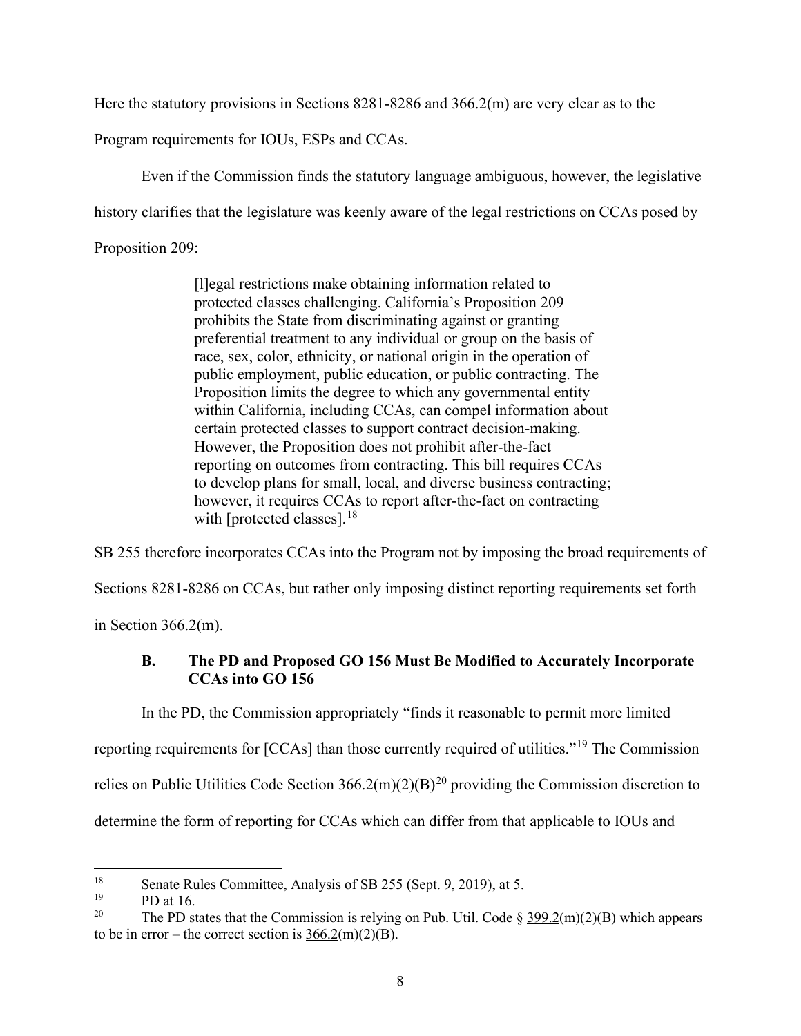Here the statutory provisions in Sections 8281-8286 and 366.2(m) are very clear as to the Program requirements for IOUs, ESPs and CCAs.

Even if the Commission finds the statutory language ambiguous, however, the legislative history clarifies that the legislature was keenly aware of the legal restrictions on CCAs posed by Proposition 209:

> [l]egal restrictions make obtaining information related to protected classes challenging. California's Proposition 209 prohibits the State from discriminating against or granting preferential treatment to any individual or group on the basis of race, sex, color, ethnicity, or national origin in the operation of public employment, public education, or public contracting. The Proposition limits the degree to which any governmental entity within California, including CCAs, can compel information about certain protected classes to support contract decision-making. However, the Proposition does not prohibit after-the-fact reporting on outcomes from contracting. This bill requires CCAs to develop plans for small, local, and diverse business contracting; however, it requires CCAs to report after-the-fact on contracting with [protected classes].[18]

SB 255 therefore incorporates CCAs into the Program not by imposing the broad requirements of Sections 8281-8286 on CCAs, but rather only imposing distinct reporting requirements set forth in Section 366.2(m).

### B. The PD and Proposed GO 156 Must Be Modified to Accurately Incorporate CCAs into GO 156

In the PD, the Commission appropriately "finds it reasonable to permit more limited reporting requirements for [CCAs] than those currently required of utilities."[19] The Commission relies on Public Utilities Code Section 366.2(m)(2)(B)[20] providing the Commission discretion to determine the form of reporting for CCAs which can differ from that applicable to IOUs and

---

[18] Senate Rules Committee, Analysis of SB 255 (Sept. 9, 2019), at 5.

[19] PD at 16.

[20] The PD states that the Commission is relying on Pub. Util. Code § 399.2(m)(2)(B) which appears to be in error – the correct section is 366.2(m)(2)(B).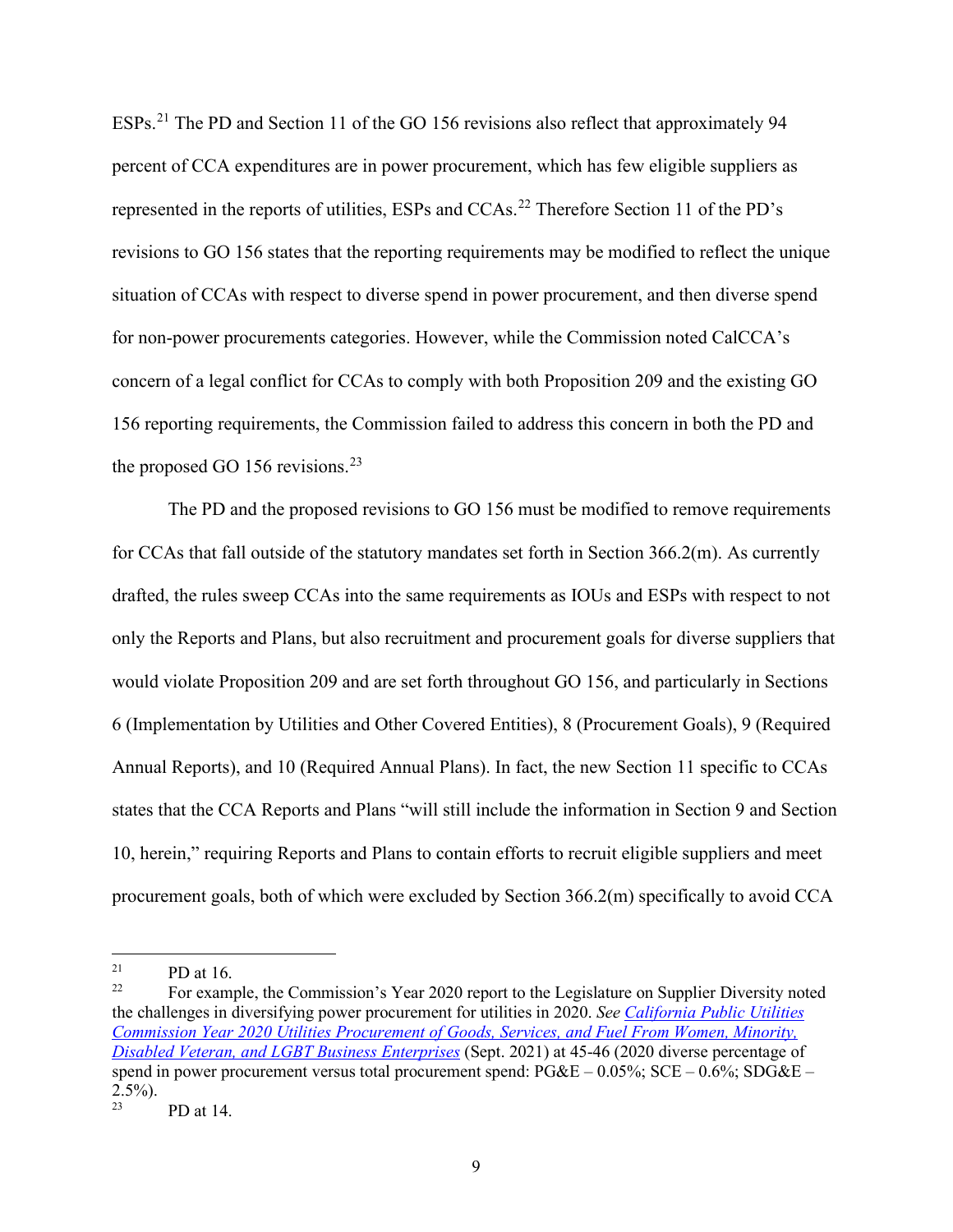ESPs.[21] The PD and Section 11 of the GO 156 revisions also reflect that approximately 94 percent of CCA expenditures are in power procurement, which has few eligible suppliers as represented in the reports of utilities, ESPs and CCAs.[22] Therefore Section 11 of the PD's revisions to GO 156 states that the reporting requirements may be modified to reflect the unique situation of CCAs with respect to diverse spend in power procurement, and then diverse spend for non-power procurements categories. However, while the Commission noted CalCCA's concern of a legal conflict for CCAs to comply with both Proposition 209 and the existing GO 156 reporting requirements, the Commission failed to address this concern in both the PD and the proposed GO 156 revisions.[23]

The PD and the proposed revisions to GO 156 must be modified to remove requirements for CCAs that fall outside of the statutory mandates set forth in Section 366.2(m). As currently drafted, the rules sweep CCAs into the same requirements as IOUs and ESPs with respect to not only the Reports and Plans, but also recruitment and procurement goals for diverse suppliers that would violate Proposition 209 and are set forth throughout GO 156, and particularly in Sections 6 (Implementation by Utilities and Other Covered Entities), 8 (Procurement Goals), 9 (Required Annual Reports), and 10 (Required Annual Plans). In fact, the new Section 11 specific to CCAs states that the CCA Reports and Plans "will still include the information in Section 9 and Section 10, herein," requiring Reports and Plans to contain efforts to recruit eligible suppliers and meet procurement goals, both of which were excluded by Section 366.2(m) specifically to avoid CCA

---

[21] PD at 16.

[22] For example, the Commission's Year 2020 report to the Legislature on Supplier Diversity noted the challenges in diversifying power procurement for utilities in 2020. *See* [California Public Utilities Commission Year 2020 Utilities Procurement of Goods, Services, and Fuel From Women, Minority, Disabled Veteran, and LGBT Business Enterprises]() (Sept. 2021) at 45-46 (2020 diverse percentage of spend in power procurement versus total procurement spend: PG&E – 0.05%; SCE – 0.6%; SDG&E – 2.5%).

[23] PD at 14.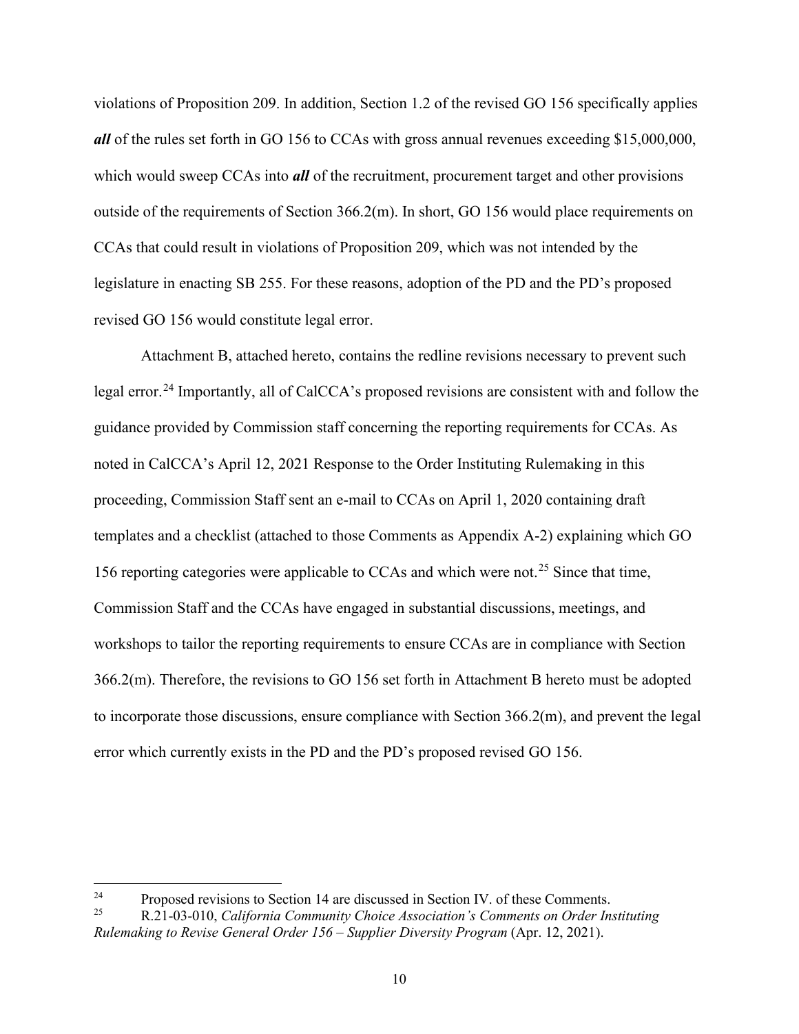violations of Proposition 209. In addition, Section 1.2 of the revised GO 156 specifically applies ***all*** of the rules set forth in GO 156 to CCAs with gross annual revenues exceeding $15,000,000, which would sweep CCAs into ***all*** of the recruitment, procurement target and other provisions outside of the requirements of Section 366.2(m). In short, GO 156 would place requirements on CCAs that could result in violations of Proposition 209, which was not intended by the legislature in enacting SB 255. For these reasons, adoption of the PD and the PD's proposed revised GO 156 would constitute legal error.

Attachment B, attached hereto, contains the redline revisions necessary to prevent such legal error.[24] Importantly, all of CalCCA's proposed revisions are consistent with and follow the guidance provided by Commission staff concerning the reporting requirements for CCAs. As noted in CalCCA's April 12, 2021 Response to the Order Instituting Rulemaking in this proceeding, Commission Staff sent an e-mail to CCAs on April 1, 2020 containing draft templates and a checklist (attached to those Comments as Appendix A-2) explaining which GO 156 reporting categories were applicable to CCAs and which were not.[25] Since that time, Commission Staff and the CCAs have engaged in substantial discussions, meetings, and workshops to tailor the reporting requirements to ensure CCAs are in compliance with Section 366.2(m). Therefore, the revisions to GO 156 set forth in Attachment B hereto must be adopted to incorporate those discussions, ensure compliance with Section 366.2(m), and prevent the legal error which currently exists in the PD and the PD's proposed revised GO 156.

---

[24] Proposed revisions to Section 14 are discussed in Section IV. of these Comments.

[25] R.21-03-010, *California Community Choice Association's Comments on Order Instituting Rulemaking to Revise General Order 156 – Supplier Diversity Program* (Apr. 12, 2021).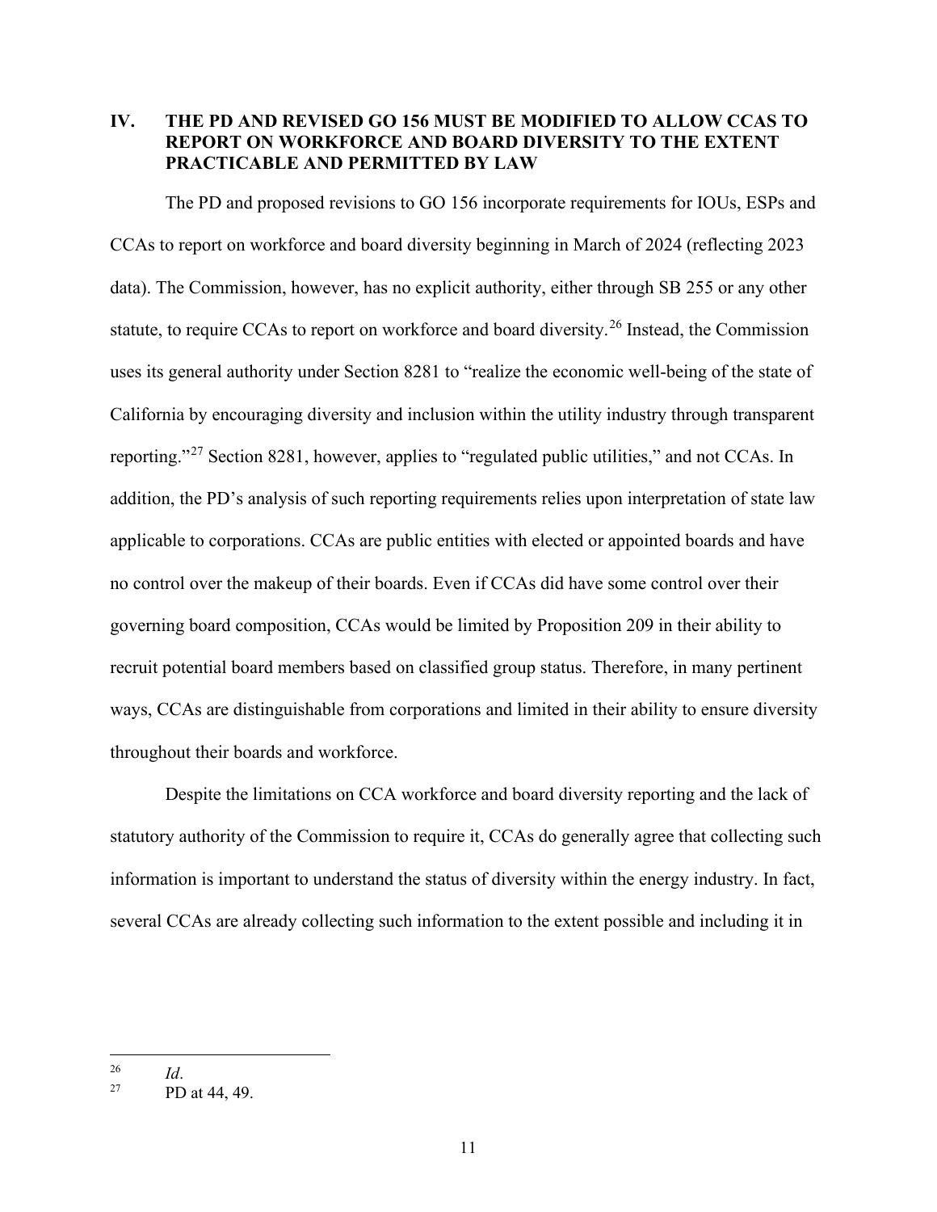## IV. THE PD AND REVISED GO 156 MUST BE MODIFIED TO ALLOW CCAS TO REPORT ON WORKFORCE AND BOARD DIVERSITY TO THE EXTENT PRACTICABLE AND PERMITTED BY LAW

The PD and proposed revisions to GO 156 incorporate requirements for IOUs, ESPs and CCAs to report on workforce and board diversity beginning in March of 2024 (reflecting 2023 data). The Commission, however, has no explicit authority, either through SB 255 or any other statute, to require CCAs to report on workforce and board diversity.[26] Instead, the Commission uses its general authority under Section 8281 to "realize the economic well-being of the state of California by encouraging diversity and inclusion within the utility industry through transparent reporting."[27] Section 8281, however, applies to "regulated public utilities," and not CCAs. In addition, the PD's analysis of such reporting requirements relies upon interpretation of state law applicable to corporations. CCAs are public entities with elected or appointed boards and have no control over the makeup of their boards. Even if CCAs did have some control over their governing board composition, CCAs would be limited by Proposition 209 in their ability to recruit potential board members based on classified group status. Therefore, in many pertinent ways, CCAs are distinguishable from corporations and limited in their ability to ensure diversity throughout their boards and workforce.

Despite the limitations on CCA workforce and board diversity reporting and the lack of statutory authority of the Commission to require it, CCAs do generally agree that collecting such information is important to understand the status of diversity within the energy industry. In fact, several CCAs are already collecting such information to the extent possible and including it in

---

[26] *Id*.

[27] PD at 44, 49.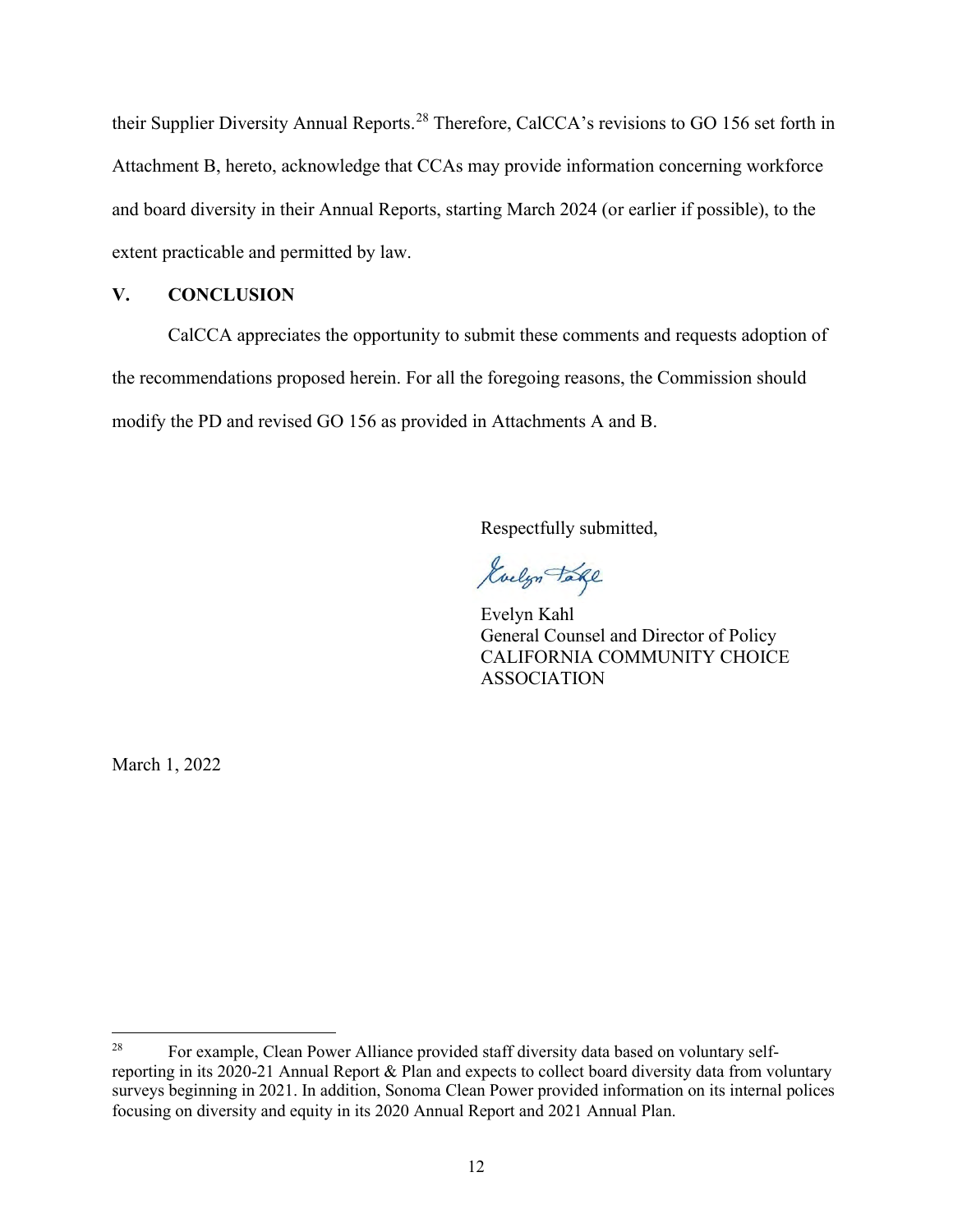their Supplier Diversity Annual Reports.[28] Therefore, CalCCA's revisions to GO 156 set forth in Attachment B, hereto, acknowledge that CCAs may provide information concerning workforce and board diversity in their Annual Reports, starting March 2024 (or earlier if possible), to the extent practicable and permitted by law.

## V. CONCLUSION

CalCCA appreciates the opportunity to submit these comments and requests adoption of the recommendations proposed herein. For all the foregoing reasons, the Commission should modify the PD and revised GO 156 as provided in Attachments A and B.

Respectfully submitted,

Evelyn Kahl
General Counsel and Director of Policy
CALIFORNIA COMMUNITY CHOICE ASSOCIATION

March 1, 2022

---

[28] For example, Clean Power Alliance provided staff diversity data based on voluntary self-reporting in its 2020-21 Annual Report & Plan and expects to collect board diversity data from voluntary surveys beginning in 2021. In addition, Sonoma Clean Power provided information on its internal polices focusing on diversity and equity in its 2020 Annual Report and 2021 Annual Plan.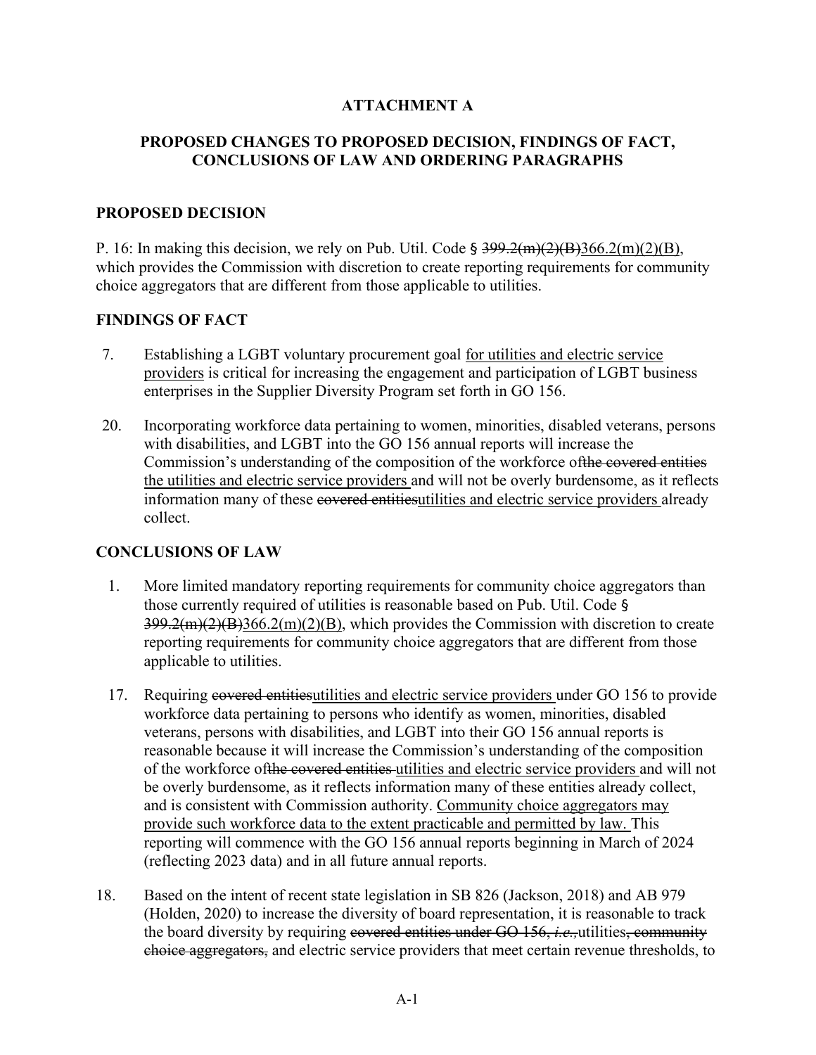**ATTACHMENT A**

**PROPOSED CHANGES TO PROPOSED DECISION, FINDINGS OF FACT, CONCLUSIONS OF LAW AND ORDERING PARAGRAPHS**

## PROPOSED DECISION

P. 16: In making this decision, we rely on Pub. Util. Code § ~~399.2(m)(2)(B)~~366.2(m)(2)(B), which provides the Commission with discretion to create reporting requirements for community choice aggregators that are different from those applicable to utilities.

## FINDINGS OF FACT

7. Establishing a LGBT voluntary procurement goal <u>for utilities and electric service providers</u> is critical for increasing the engagement and participation of LGBT business enterprises in the Supplier Diversity Program set forth in GO 156.

20. Incorporating workforce data pertaining to women, minorities, disabled veterans, persons with disabilities, and LGBT into the GO 156 annual reports will increase the Commission's understanding of the composition of the workforce of~~the covered entities~~ <u>the utilities and electric service providers</u> and will not be overly burdensome, as it reflects information many of these ~~covered entities~~<u>utilities and electric service providers</u> already collect.

## CONCLUSIONS OF LAW

1. More limited mandatory reporting requirements for community choice aggregators than those currently required of utilities is reasonable based on Pub. Util. Code § ~~399.2(m)(2)(B)~~366.2(m)(2)(B), which provides the Commission with discretion to create reporting requirements for community choice aggregators that are different from those applicable to utilities.

17. Requiring ~~covered entities~~<u>utilities and electric service providers</u> under GO 156 to provide workforce data pertaining to persons who identify as women, minorities, disabled veterans, persons with disabilities, and LGBT into their GO 156 annual reports is reasonable because it will increase the Commission's understanding of the composition of the workforce of~~the covered entities~~ <u>utilities and electric service providers</u> and will not be overly burdensome, as it reflects information many of these entities already collect, and is consistent with Commission authority. <u>Community choice aggregators may provide such workforce data to the extent practicable and permitted by law.</u> This reporting will commence with the GO 156 annual reports beginning in March of 2024 (reflecting 2023 data) and in all future annual reports.

18. Based on the intent of recent state legislation in SB 826 (Jackson, 2018) and AB 979 (Holden, 2020) to increase the diversity of board representation, it is reasonable to track the board diversity by requiring ~~covered entities under GO 156, *i.e.,*~~utilities~~, community choice aggregators,~~ and electric service providers that meet certain revenue thresholds, to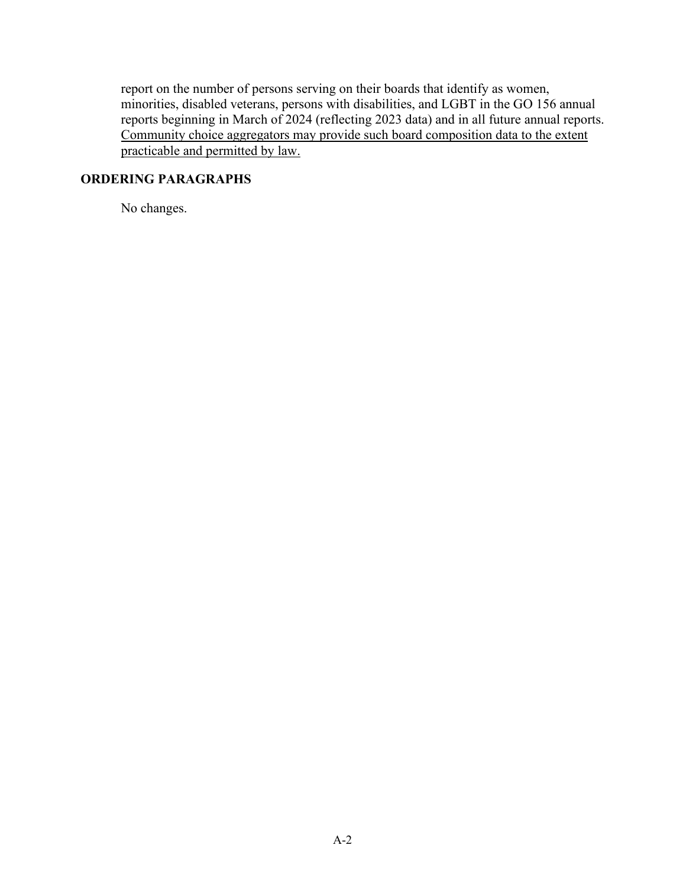report on the number of persons serving on their boards that identify as women, minorities, disabled veterans, persons with disabilities, and LGBT in the GO 156 annual reports beginning in March of 2024 (reflecting 2023 data) and in all future annual reports. <u>Community choice aggregators may provide such board composition data to the extent practicable and permitted by law.</u>

## ORDERING PARAGRAPHS

No changes.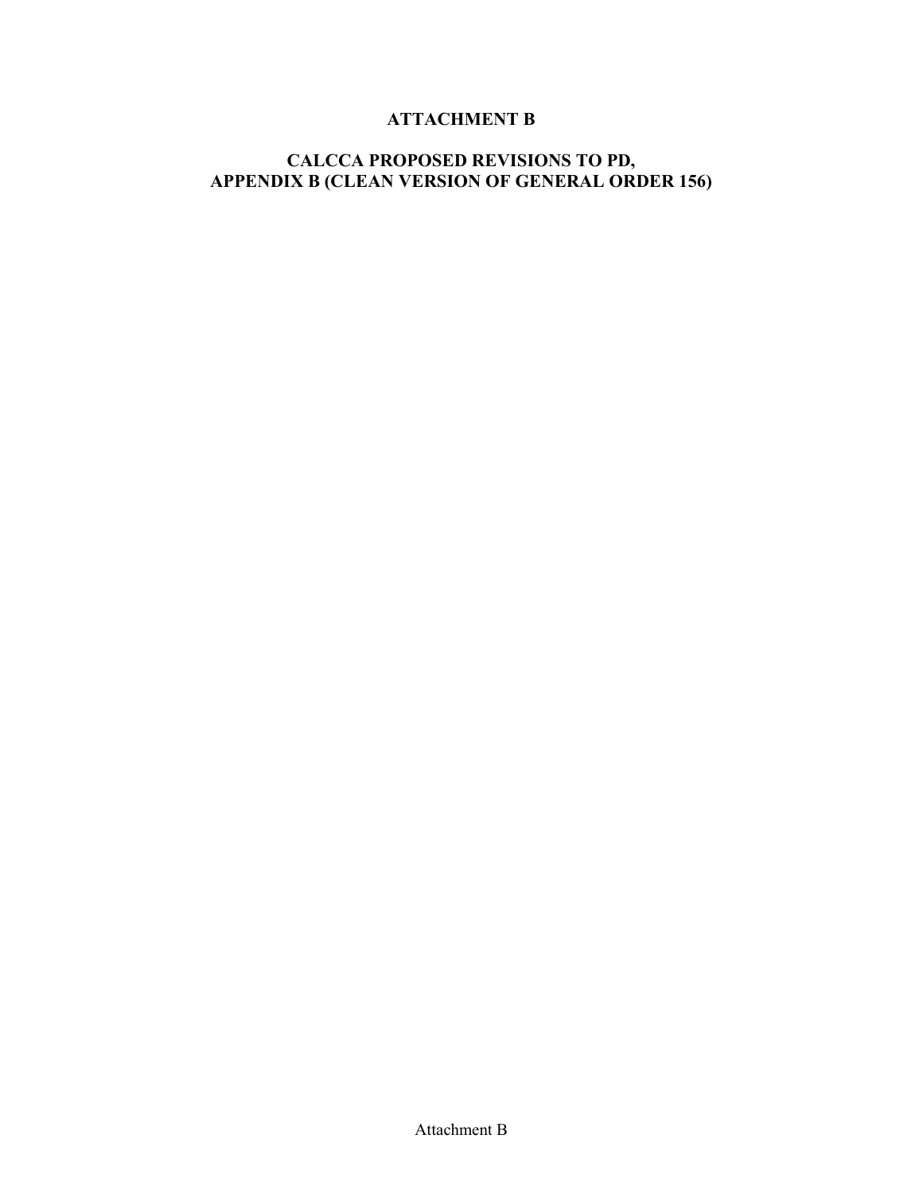# ATTACHMENT B

## CALCCA PROPOSED REVISIONS TO PD, APPENDIX B (CLEAN VERSION OF GENERAL ORDER 156)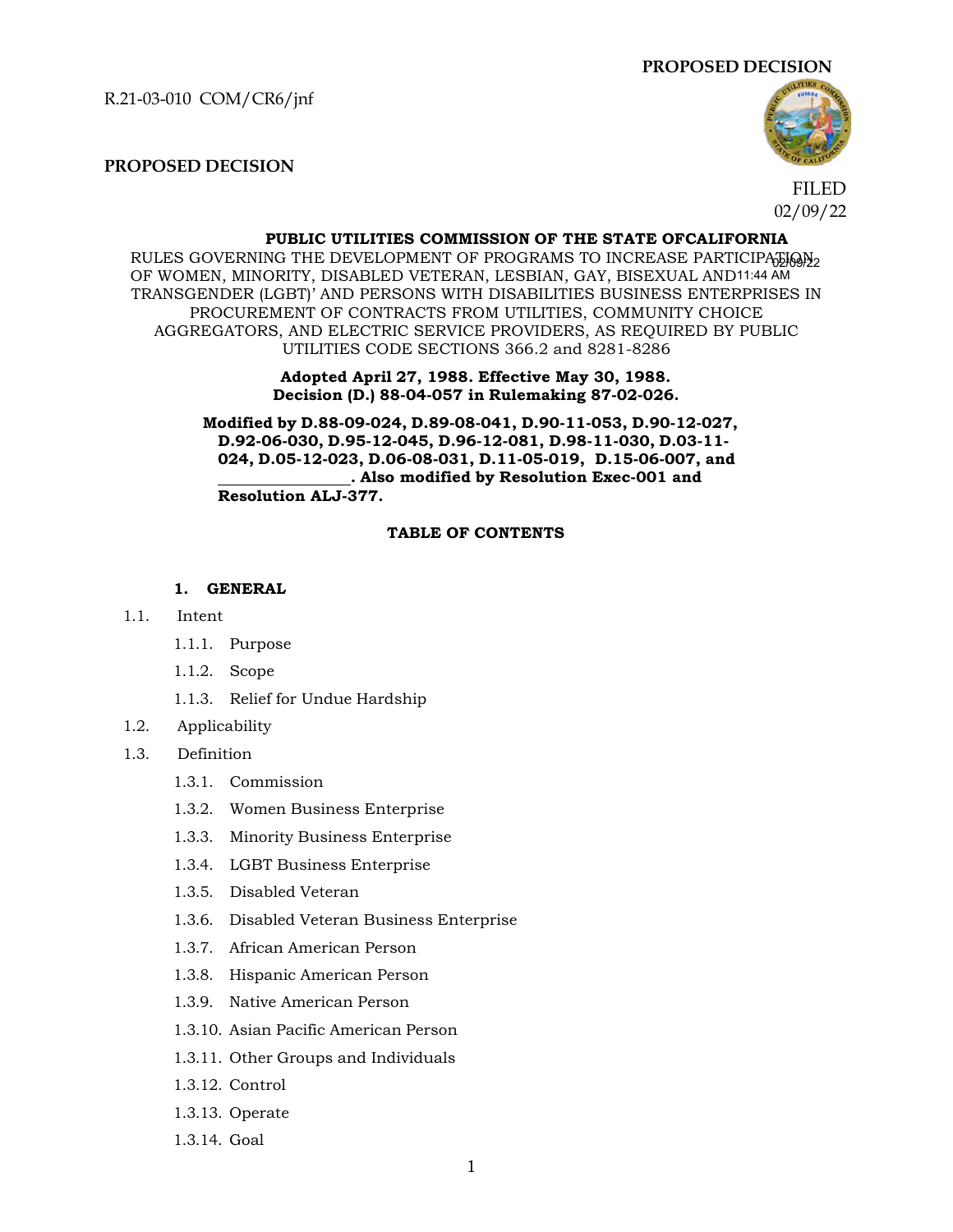**PROPOSED DECISION**

**PUBLIC UTILITIES COMMISSION OF THE STATE OFCALIFORNIA**

RULES GOVERNING THE DEVELOPMENT OF PROGRAMS TO INCREASE PARTICIPATION OF WOMEN, MINORITY, DISABLED VETERAN, LESBIAN, GAY, BISEXUAL AND TRANSGENDER (LGBT)' AND PERSONS WITH DISABILITIES BUSINESS ENTERPRISES IN PROCUREMENT OF CONTRACTS FROM UTILITIES, COMMUNITY CHOICE AGGREGATORS, AND ELECTRIC SERVICE PROVIDERS, AS REQUIRED BY PUBLIC UTILITIES CODE SECTIONS 366.2 and 8281-8286

**Adopted April 27, 1988. Effective May 30, 1988.**
**Decision (D.) 88-04-057 in Rulemaking 87-02-026.**

**Modified by D.88-09-024, D.89-08-041, D.90-11-053, D.90-12-027, D.92-06-030, D.95-12-045, D.96-12-081, D.98-11-030, D.03-11-024, D.05-12-023, D.06-08-031, D.11-05-019, D.15-06-007, and ________________. Also modified by Resolution Exec-001 and Resolution ALJ-377.**

**TABLE OF CONTENTS**

**1. GENERAL**

1.1. Intent
- 1.1.1. Purpose
- 1.1.2. Scope
- 1.1.3. Relief for Undue Hardship

1.2. Applicability

1.3. Definition
- 1.3.1. Commission
- 1.3.2. Women Business Enterprise
- 1.3.3. Minority Business Enterprise
- 1.3.4. LGBT Business Enterprise
- 1.3.5. Disabled Veteran
- 1.3.6. Disabled Veteran Business Enterprise
- 1.3.7. African American Person
- 1.3.8. Hispanic American Person
- 1.3.9. Native American Person
- 1.3.10. Asian Pacific American Person
- 1.3.11. Other Groups and Individuals
- 1.3.12. Control
- 1.3.13. Operate
- 1.3.14. Goal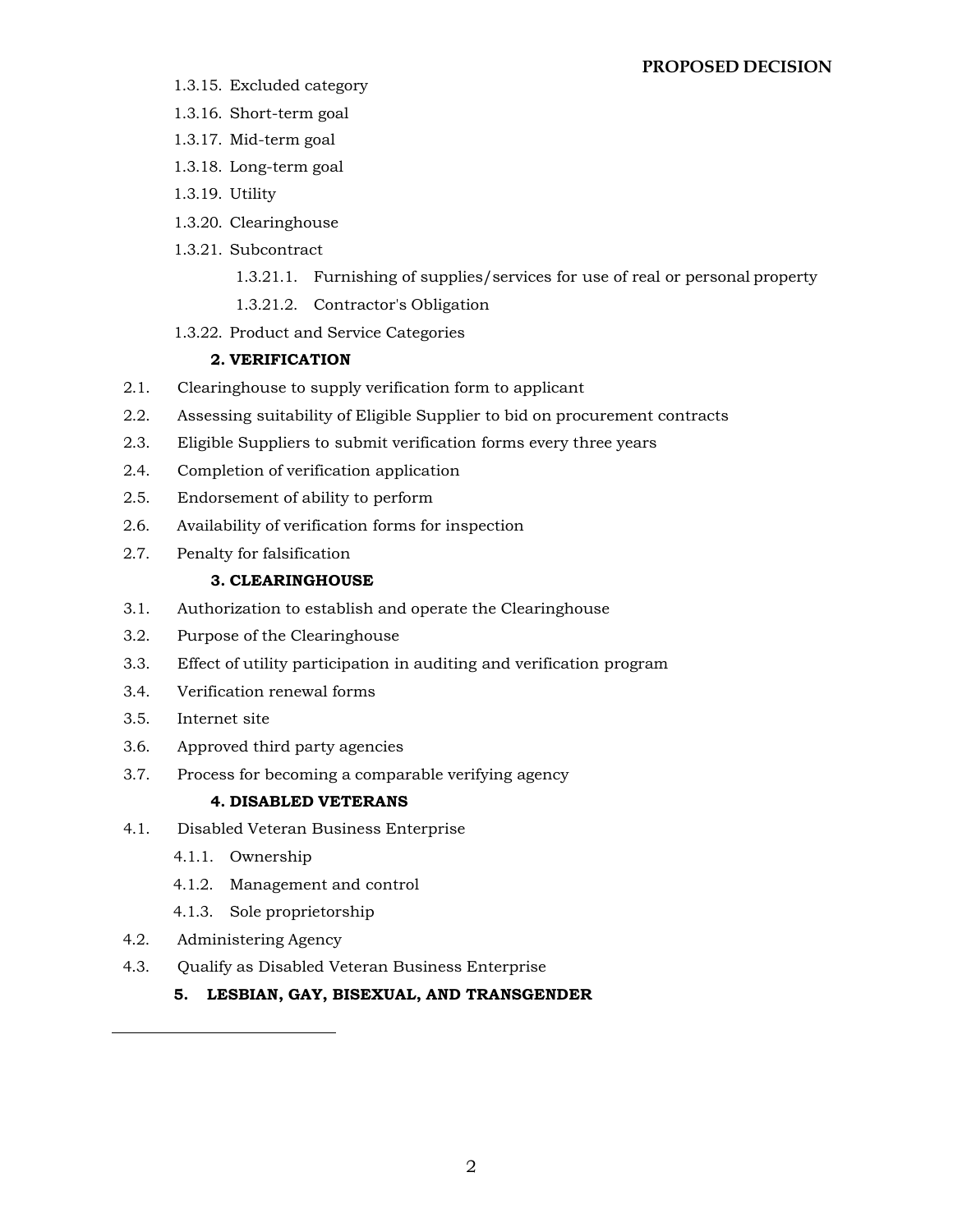1.3.15. Excluded category

1.3.16. Short-term goal

1.3.17. Mid-term goal

1.3.18. Long-term goal

1.3.19. Utility

1.3.20. Clearinghouse

1.3.21. Subcontract

1.3.21.1. Furnishing of supplies/services for use of real or personal property

1.3.21.2. Contractor's Obligation

1.3.22. Product and Service Categories

**2. VERIFICATION**

2.1. Clearinghouse to supply verification form to applicant

2.2. Assessing suitability of Eligible Supplier to bid on procurement contracts

2.3. Eligible Suppliers to submit verification forms every three years

2.4. Completion of verification application

2.5. Endorsement of ability to perform

2.6. Availability of verification forms for inspection

2.7. Penalty for falsification

**3. CLEARINGHOUSE**

3.1. Authorization to establish and operate the Clearinghouse

3.2. Purpose of the Clearinghouse

3.3. Effect of utility participation in auditing and verification program

3.4. Verification renewal forms

3.5. Internet site

3.6. Approved third party agencies

3.7. Process for becoming a comparable verifying agency

**4. DISABLED VETERANS**

4.1. Disabled Veteran Business Enterprise

4.1.1. Ownership

4.1.2. Management and control

4.1.3. Sole proprietorship

4.2. Administering Agency

4.3. Qualify as Disabled Veteran Business Enterprise

**5. LESBIAN, GAY, BISEXUAL, AND TRANSGENDER**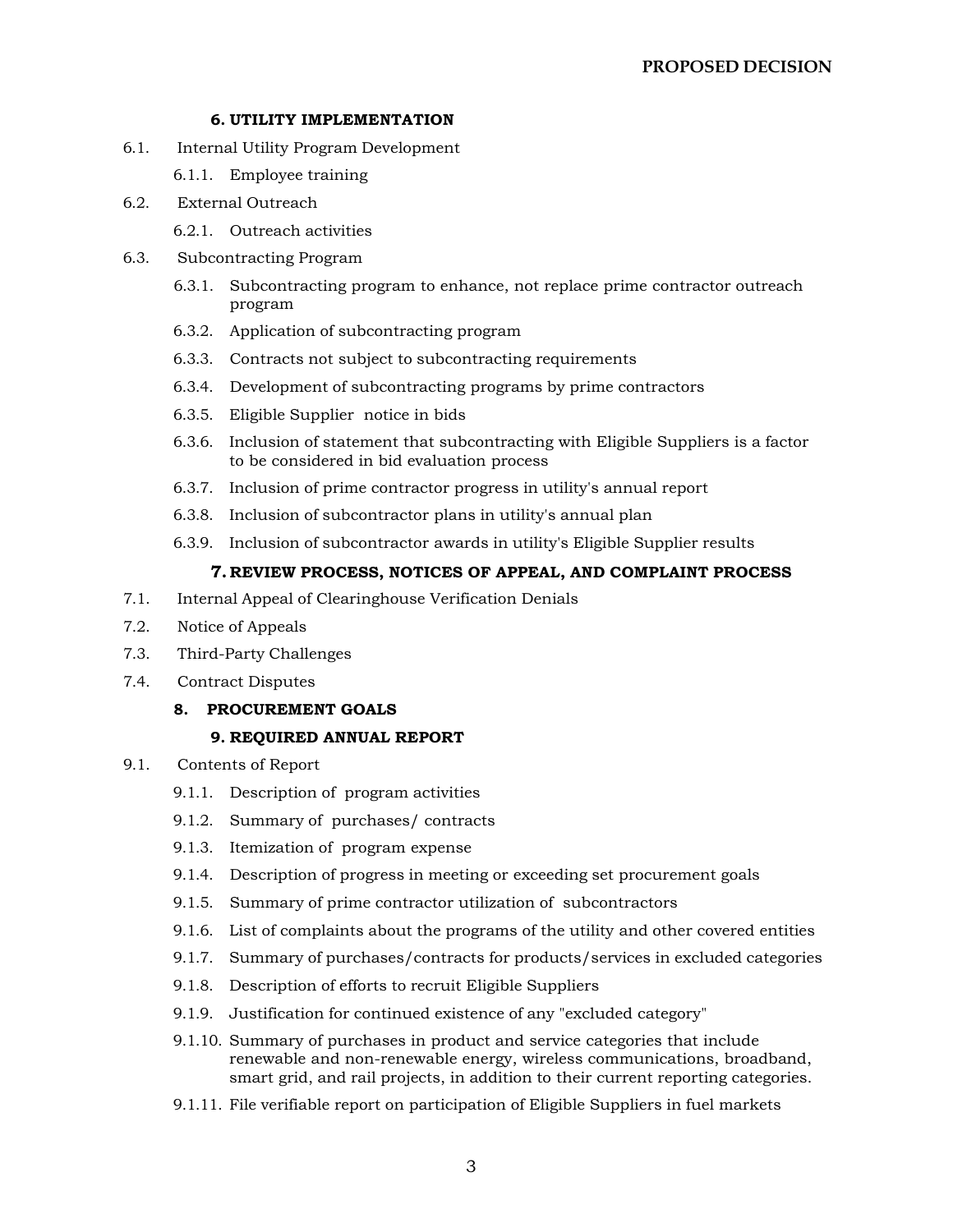### 6. UTILITY IMPLEMENTATION

6.1. Internal Utility Program Development

- 6.1.1. Employee training

6.2. External Outreach

- 6.2.1. Outreach activities

6.3. Subcontracting Program

- 6.3.1. Subcontracting program to enhance, not replace prime contractor outreach program
- 6.3.2. Application of subcontracting program
- 6.3.3. Contracts not subject to subcontracting requirements
- 6.3.4. Development of subcontracting programs by prime contractors
- 6.3.5. Eligible Supplier notice in bids
- 6.3.6. Inclusion of statement that subcontracting with Eligible Suppliers is a factor to be considered in bid evaluation process
- 6.3.7. Inclusion of prime contractor progress in utility's annual report
- 6.3.8. Inclusion of subcontractor plans in utility's annual plan
- 6.3.9. Inclusion of subcontractor awards in utility's Eligible Supplier results

### 7. REVIEW PROCESS, NOTICES OF APPEAL, AND COMPLAINT PROCESS

7.1. Internal Appeal of Clearinghouse Verification Denials

7.2. Notice of Appeals

7.3. Third-Party Challenges

7.4. Contract Disputes

### 8. PROCUREMENT GOALS

### 9. REQUIRED ANNUAL REPORT

9.1. Contents of Report

- 9.1.1. Description of program activities
- 9.1.2. Summary of purchases/ contracts
- 9.1.3. Itemization of program expense
- 9.1.4. Description of progress in meeting or exceeding set procurement goals
- 9.1.5. Summary of prime contractor utilization of subcontractors
- 9.1.6. List of complaints about the programs of the utility and other covered entities
- 9.1.7. Summary of purchases/contracts for products/services in excluded categories
- 9.1.8. Description of efforts to recruit Eligible Suppliers
- 9.1.9. Justification for continued existence of any "excluded category"
- 9.1.10. Summary of purchases in product and service categories that include renewable and non-renewable energy, wireless communications, broadband, smart grid, and rail projects, in addition to their current reporting categories.
- 9.1.11. File verifiable report on participation of Eligible Suppliers in fuel markets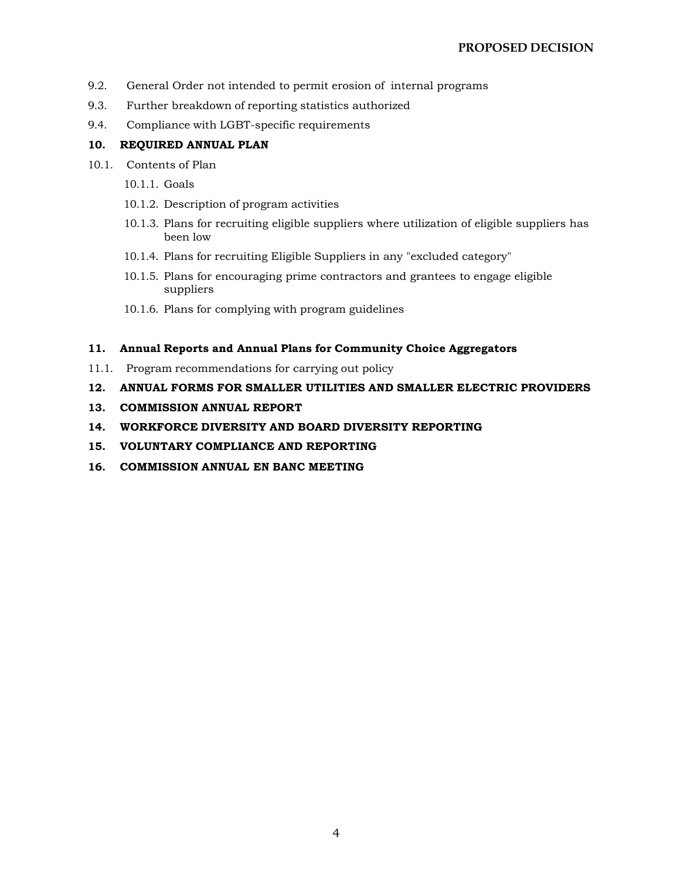9.2. General Order not intended to permit erosion of internal programs

9.3. Further breakdown of reporting statistics authorized

9.4. Compliance with LGBT-specific requirements

**10. REQUIRED ANNUAL PLAN**

10.1. Contents of Plan

- 10.1.1. Goals
- 10.1.2. Description of program activities
- 10.1.3. Plans for recruiting eligible suppliers where utilization of eligible suppliers has been low
- 10.1.4. Plans for recruiting Eligible Suppliers in any "excluded category"
- 10.1.5. Plans for encouraging prime contractors and grantees to engage eligible suppliers
- 10.1.6. Plans for complying with program guidelines

**11. Annual Reports and Annual Plans for Community Choice Aggregators**

11.1. Program recommendations for carrying out policy

**12. ANNUAL FORMS FOR SMALLER UTILITIES AND SMALLER ELECTRIC PROVIDERS**

**13. COMMISSION ANNUAL REPORT**

**14. WORKFORCE DIVERSITY AND BOARD DIVERSITY REPORTING**

**15. VOLUNTARY COMPLIANCE AND REPORTING**

**16. COMMISSION ANNUAL EN BANC MEETING**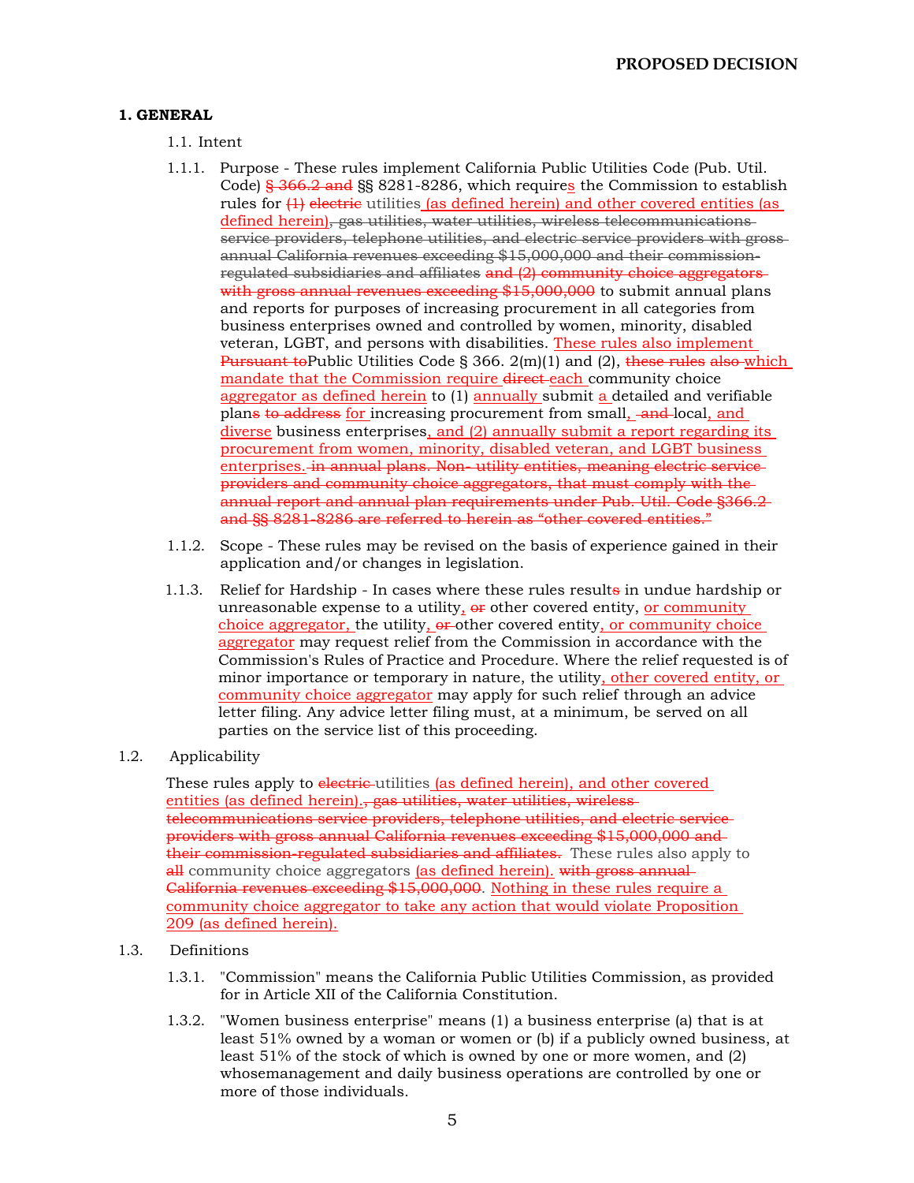## 1. GENERAL

1.1. Intent

1.1.1. Purpose - These rules implement California Public Utilities Code (Pub. Util. Code) ~~§ 366.2 and~~ §§ 8281-8286, which requires the Commission to establish rules for ~~(1)~~ ~~electric~~ utilities (as defined herein) and other covered entities (as defined herein)~~, gas utilities, water utilities, wireless telecommunications service providers, telephone utilities, and electric service providers with gross annual California revenues exceeding $15,000,000 and their commission-regulated subsidiaries and affiliates~~ ~~and (2) community choice aggregators with gross annual revenues exceeding $15,000,000~~ to submit annual plans and reports for purposes of increasing procurement in all categories from business enterprises owned and controlled by women, minority, disabled veteran, LGBT, and persons with disabilities. These rules also implement ~~Pursuant to~~Public Utilities Code § 366. 2(m)(1) and (2), ~~these rules~~ ~~also~~ which mandate that the Commission require ~~direct~~ each community choice aggregator as defined herein to (1) annually submit a detailed and verifiable plan~~s~~ ~~to address~~ for increasing procurement from small, ~~and~~ local, and diverse business enterprises, and (2) annually submit a report regarding its procurement from women, minority, disabled veteran, and LGBT business enterprises. ~~in annual plans. Non- utility entities, meaning electric service providers and community choice aggregators, that must comply with the annual report and annual plan requirements under Pub. Util. Code §366.2 and §§ 8281-8286 are referred to herein as "other covered entities."~~

1.1.2. Scope - These rules may be revised on the basis of experience gained in their application and/or changes in legislation.

1.1.3. Relief for Hardship - In cases where these rules result~~s~~ in undue hardship or unreasonable expense to a utility, ~~or~~ other covered entity, or community choice aggregator, the utility, ~~or~~ other covered entity, or community choice aggregator may request relief from the Commission in accordance with the Commission's Rules of Practice and Procedure. Where the relief requested is of minor importance or temporary in nature, the utility, other covered entity, or community choice aggregator may apply for such relief through an advice letter filing. Any advice letter filing must, at a minimum, be served on all parties on the service list of this proceeding.

1.2. Applicability

These rules apply to ~~electric~~ utilities (as defined herein), and other covered entities (as defined herein).~~, gas utilities, water utilities, wireless telecommunications service providers, telephone utilities, and electric service providers with gross annual California revenues exceeding $15,000,000 and their commission-regulated subsidiaries and affiliates.~~ These rules also apply to ~~all~~ community choice aggregators (as defined herein). ~~with gross annual California revenues exceeding $15,000,000~~. Nothing in these rules require a community choice aggregator to take any action that would violate Proposition 209 (as defined herein).

1.3. Definitions

1.3.1. "Commission" means the California Public Utilities Commission, as provided for in Article XII of the California Constitution.

1.3.2. "Women business enterprise" means (1) a business enterprise (a) that is at least 51% owned by a woman or women or (b) if a publicly owned business, at least 51% of the stock of which is owned by one or more women, and (2) whosemanagement and daily business operations are controlled by one or more of those individuals.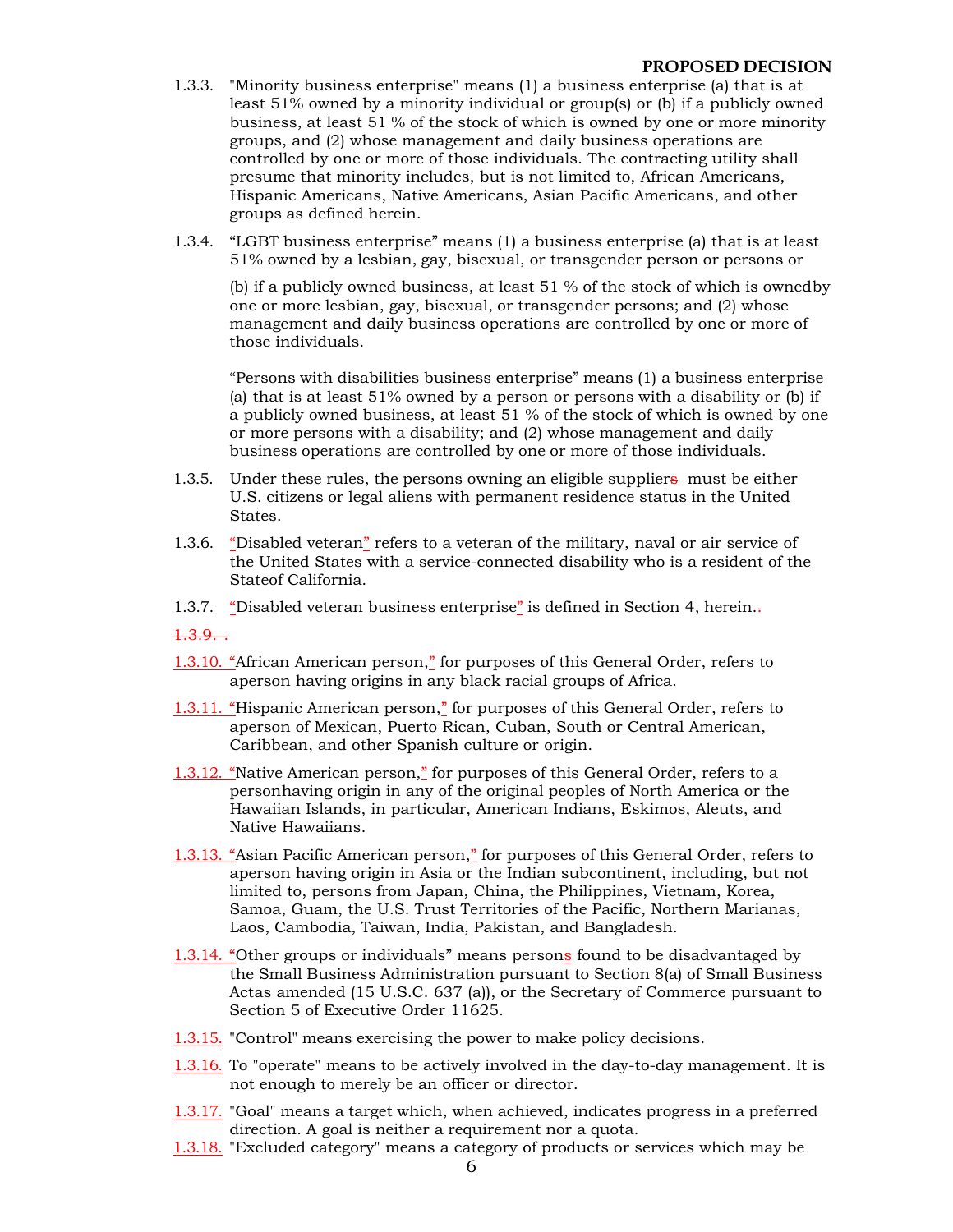1.3.3. "Minority business enterprise" means (1) a business enterprise (a) that is at least 51% owned by a minority individual or group(s) or (b) if a publicly owned business, at least 51 % of the stock of which is owned by one or more minority groups, and (2) whose management and daily business operations are controlled by one or more of those individuals. The contracting utility shall presume that minority includes, but is not limited to, African Americans, Hispanic Americans, Native Americans, Asian Pacific Americans, and other groups as defined herein.

1.3.4. "LGBT business enterprise" means (1) a business enterprise (a) that is at least 51% owned by a lesbian, gay, bisexual, or transgender person or persons or

(b) if a publicly owned business, at least 51 % of the stock of which is ownedby one or more lesbian, gay, bisexual, or transgender persons; and (2) whose management and daily business operations are controlled by one or more of those individuals.

"Persons with disabilities business enterprise" means (1) a business enterprise (a) that is at least 51% owned by a person or persons with a disability or (b) if a publicly owned business, at least 51 % of the stock of which is owned by one or more persons with a disability; and (2) whose management and daily business operations are controlled by one or more of those individuals.

1.3.5. Under these rules, the persons owning an eligible suppliers must be either U.S. citizens or legal aliens with permanent residence status in the United States.

1.3.6. "Disabled veteran" refers to a veteran of the military, naval or air service of the United States with a service-connected disability who is a resident of the Stateof California.

1.3.7. "Disabled veteran business enterprise" is defined in Section 4, herein..

1.3.9. .

1.3.10. "African American person," for purposes of this General Order, refers to aperson having origins in any black racial groups of Africa.

1.3.11. "Hispanic American person," for purposes of this General Order, refers to aperson of Mexican, Puerto Rican, Cuban, South or Central American, Caribbean, and other Spanish culture or origin.

1.3.12. "Native American person," for purposes of this General Order, refers to a personhaving origin in any of the original peoples of North America or the Hawaiian Islands, in particular, American Indians, Eskimos, Aleuts, and Native Hawaiians.

1.3.13. "Asian Pacific American person," for purposes of this General Order, refers to aperson having origin in Asia or the Indian subcontinent, including, but not limited to, persons from Japan, China, the Philippines, Vietnam, Korea, Samoa, Guam, the U.S. Trust Territories of the Pacific, Northern Marianas, Laos, Cambodia, Taiwan, India, Pakistan, and Bangladesh.

1.3.14. "Other groups or individuals" means persons found to be disadvantaged by the Small Business Administration pursuant to Section 8(a) of Small Business Actas amended (15 U.S.C. 637 (a)), or the Secretary of Commerce pursuant to Section 5 of Executive Order 11625.

1.3.15. "Control" means exercising the power to make policy decisions.

1.3.16. To "operate" means to be actively involved in the day-to-day management. It is not enough to merely be an officer or director.

1.3.17. "Goal" means a target which, when achieved, indicates progress in a preferred direction. A goal is neither a requirement nor a quota.

1.3.18. "Excluded category" means a category of products or services which may be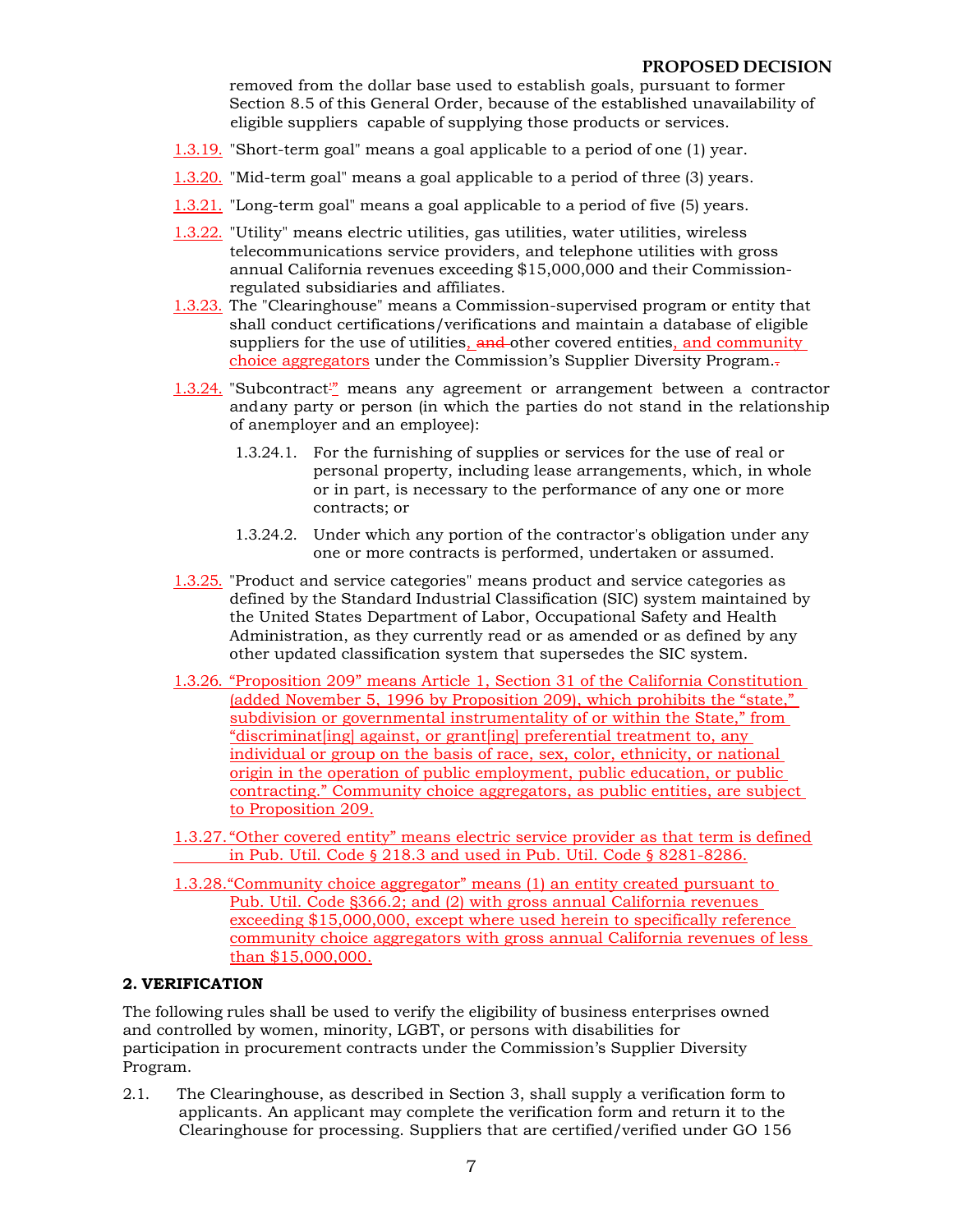removed from the dollar base used to establish goals, pursuant to former Section 8.5 of this General Order, because of the established unavailability of eligible suppliers capable of supplying those products or services.

1.3.19. "Short-term goal" means a goal applicable to a period of one (1) year.

1.3.20. "Mid-term goal" means a goal applicable to a period of three (3) years.

1.3.21. "Long-term goal" means a goal applicable to a period of five (5) years.

1.3.22. "Utility" means electric utilities, gas utilities, water utilities, wireless telecommunications service providers, and telephone utilities with gross annual California revenues exceeding $15,000,000 and their Commission-regulated subsidiaries and affiliates.

1.3.23. The "Clearinghouse" means a Commission-supervised program or entity that shall conduct certifications/verifications and maintain a database of eligible suppliers for the use of utilities, ~~and~~ other covered entities, and community choice aggregators under the Commission's Supplier Diversity Program.

1.3.24. "Subcontract" means any agreement or arrangement between a contractor and any party or person (in which the parties do not stand in the relationship of an employer and an employee):

1.3.24.1. For the furnishing of supplies or services for the use of real or personal property, including lease arrangements, which, in whole or in part, is necessary to the performance of any one or more contracts; or

1.3.24.2. Under which any portion of the contractor's obligation under any one or more contracts is performed, undertaken or assumed.

1.3.25. "Product and service categories" means product and service categories as defined by the Standard Industrial Classification (SIC) system maintained by the United States Department of Labor, Occupational Safety and Health Administration, as they currently read or as amended or as defined by any other updated classification system that supersedes the SIC system.

1.3.26. "Proposition 209" means Article 1, Section 31 of the California Constitution (added November 5, 1996 by Proposition 209), which prohibits the "state," subdivision or governmental instrumentality of or within the State," from "discriminat[ing] against, or grant[ing] preferential treatment to, any individual or group on the basis of race, sex, color, ethnicity, or national origin in the operation of public employment, public education, or public contracting." Community choice aggregators, as public entities, are subject to Proposition 209.

1.3.27. "Other covered entity" means electric service provider as that term is defined in Pub. Util. Code § 218.3 and used in Pub. Util. Code § 8281-8286.

1.3.28. "Community choice aggregator" means (1) an entity created pursuant to Pub. Util. Code §366.2; and (2) with gross annual California revenues exceeding $15,000,000, except where used herein to specifically reference community choice aggregators with gross annual California revenues of less than $15,000,000.

## 2. VERIFICATION

The following rules shall be used to verify the eligibility of business enterprises owned and controlled by women, minority, LGBT, or persons with disabilities for participation in procurement contracts under the Commission's Supplier Diversity Program.

2.1. The Clearinghouse, as described in Section 3, shall supply a verification form to applicants. An applicant may complete the verification form and return it to the Clearinghouse for processing. Suppliers that are certified/verified under GO 156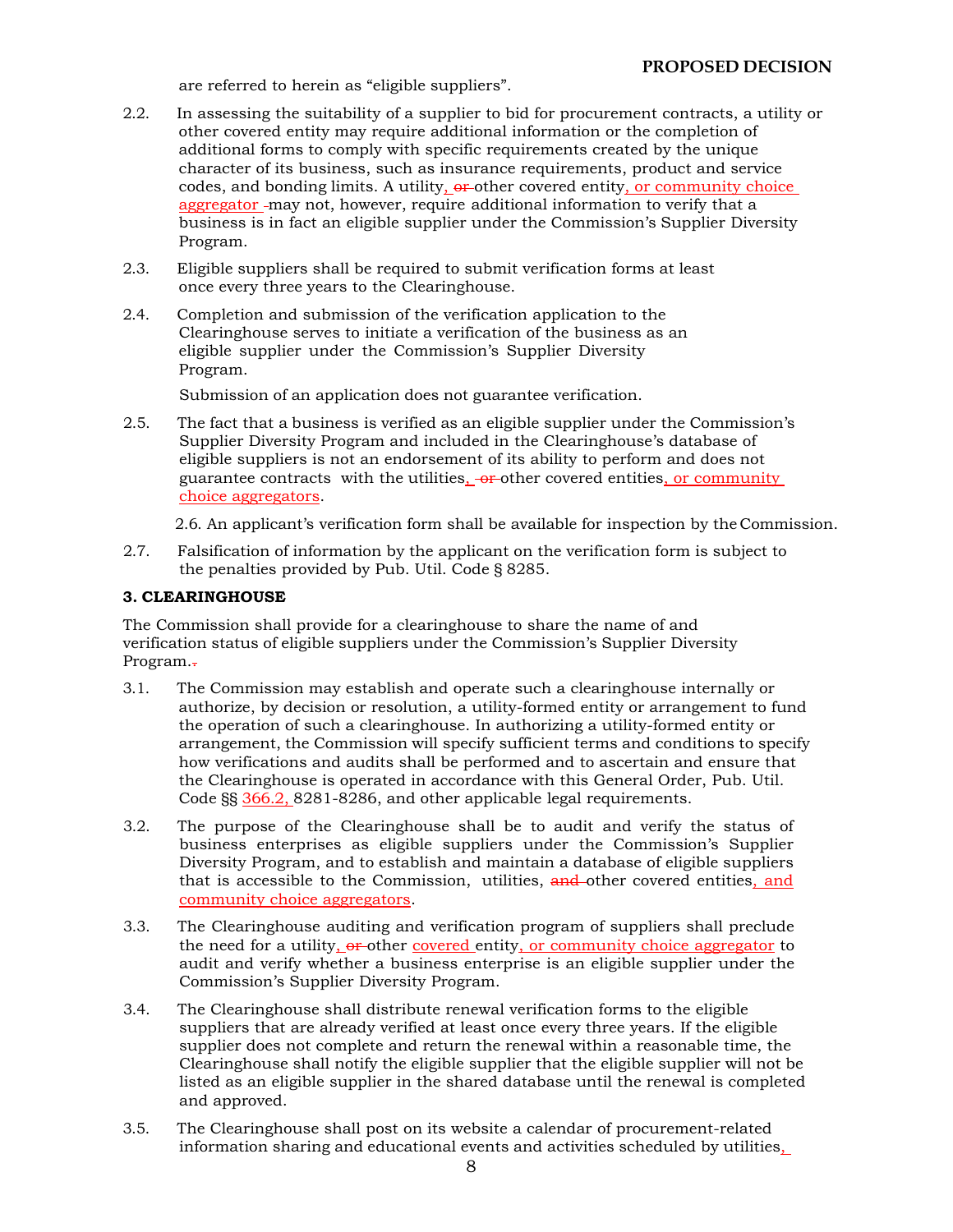are referred to herein as "eligible suppliers".

2.2. In assessing the suitability of a supplier to bid for procurement contracts, a utility or other covered entity may require additional information or the completion of additional forms to comply with specific requirements created by the unique character of its business, such as insurance requirements, product and service codes, and bonding limits. A utility, ~~or~~ other covered entity, or community choice aggregator may not, however, require additional information to verify that a business is in fact an eligible supplier under the Commission's Supplier Diversity Program.

2.3. Eligible suppliers shall be required to submit verification forms at least once every three years to the Clearinghouse.

2.4. Completion and submission of the verification application to the Clearinghouse serves to initiate a verification of the business as an eligible supplier under the Commission's Supplier Diversity Program.

Submission of an application does not guarantee verification.

2.5. The fact that a business is verified as an eligible supplier under the Commission's Supplier Diversity Program and included in the Clearinghouse's database of eligible suppliers is not an endorsement of its ability to perform and does not guarantee contracts with the utilities, ~~or~~ other covered entities, or community choice aggregators.

2.6. An applicant's verification form shall be available for inspection by the Commission.

2.7. Falsification of information by the applicant on the verification form is subject to the penalties provided by Pub. Util. Code § 8285.

**3. CLEARINGHOUSE**

The Commission shall provide for a clearinghouse to share the name of and verification status of eligible suppliers under the Commission's Supplier Diversity Program.

3.1. The Commission may establish and operate such a clearinghouse internally or authorize, by decision or resolution, a utility-formed entity or arrangement to fund the operation of such a clearinghouse. In authorizing a utility-formed entity or arrangement, the Commission will specify sufficient terms and conditions to specify how verifications and audits shall be performed and to ascertain and ensure that the Clearinghouse is operated in accordance with this General Order, Pub. Util. Code §§ 366.2, 8281-8286, and other applicable legal requirements.

3.2. The purpose of the Clearinghouse shall be to audit and verify the status of business enterprises as eligible suppliers under the Commission's Supplier Diversity Program, and to establish and maintain a database of eligible suppliers that is accessible to the Commission, utilities, ~~and~~ other covered entities, and community choice aggregators.

3.3. The Clearinghouse auditing and verification program of suppliers shall preclude the need for a utility, ~~or~~ other covered entity, or community choice aggregator to audit and verify whether a business enterprise is an eligible supplier under the Commission's Supplier Diversity Program.

3.4. The Clearinghouse shall distribute renewal verification forms to the eligible suppliers that are already verified at least once every three years. If the eligible supplier does not complete and return the renewal within a reasonable time, the Clearinghouse shall notify the eligible supplier that the eligible supplier will not be listed as an eligible supplier in the shared database until the renewal is completed and approved.

3.5. The Clearinghouse shall post on its website a calendar of procurement-related information sharing and educational events and activities scheduled by utilities,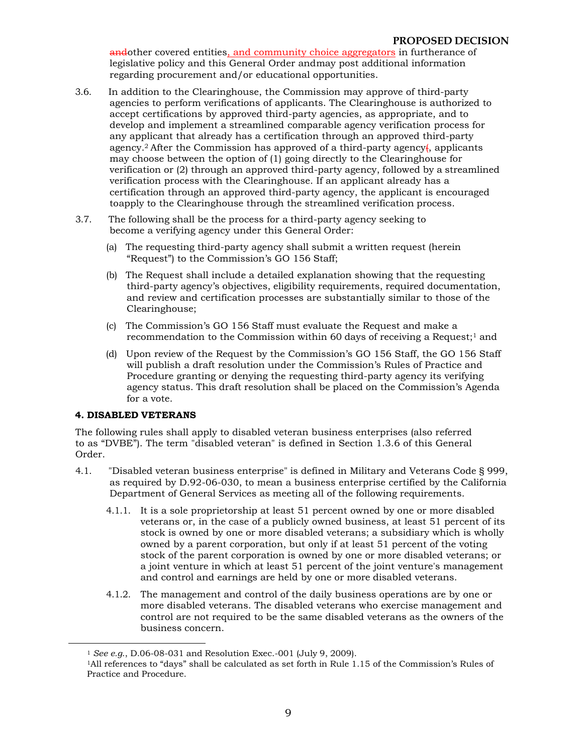andother covered entities, and community choice aggregators in furtherance of legislative policy and this General Order andmay post additional information regarding procurement and/or educational opportunities.

3.6. In addition to the Clearinghouse, the Commission may approve of third-party agencies to perform verifications of applicants. The Clearinghouse is authorized to accept certifications by approved third-party agencies, as appropriate, and to develop and implement a streamlined comparable agency verification process for any applicant that already has a certification through an approved third-party agency.[2] After the Commission has approved of a third-party agency(, applicants may choose between the option of (1) going directly to the Clearinghouse for verification or (2) through an approved third-party agency, followed by a streamlined verification process with the Clearinghouse. If an applicant already has a certification through an approved third-party agency, the applicant is encouraged toapply to the Clearinghouse through the streamlined verification process.

3.7. The following shall be the process for a third-party agency seeking to become a verifying agency under this General Order:

(a) The requesting third-party agency shall submit a written request (herein "Request") to the Commission's GO 156 Staff;

(b) The Request shall include a detailed explanation showing that the requesting third-party agency's objectives, eligibility requirements, required documentation, and review and certification processes are substantially similar to those of the Clearinghouse;

(c) The Commission's GO 156 Staff must evaluate the Request and make a recommendation to the Commission within 60 days of receiving a Request;[1] and

(d) Upon review of the Request by the Commission's GO 156 Staff, the GO 156 Staff will publish a draft resolution under the Commission's Rules of Practice and Procedure granting or denying the requesting third-party agency its verifying agency status. This draft resolution shall be placed on the Commission's Agenda for a vote.

**4. DISABLED VETERANS**

The following rules shall apply to disabled veteran business enterprises (also referred to as "DVBE"). The term "disabled veteran" is defined in Section 1.3.6 of this General Order.

4.1. "Disabled veteran business enterprise" is defined in Military and Veterans Code § 999, as required by D.92-06-030, to mean a business enterprise certified by the California Department of General Services as meeting all of the following requirements.

4.1.1. It is a sole proprietorship at least 51 percent owned by one or more disabled veterans or, in the case of a publicly owned business, at least 51 percent of its stock is owned by one or more disabled veterans; a subsidiary which is wholly owned by a parent corporation, but only if at least 51 percent of the voting stock of the parent corporation is owned by one or more disabled veterans; or a joint venture in which at least 51 percent of the joint venture's management and control and earnings are held by one or more disabled veterans.

4.1.2. The management and control of the daily business operations are by one or more disabled veterans. The disabled veterans who exercise management and control are not required to be the same disabled veterans as the owners of the business concern.

---

[1] *See e.g.*, D.06-08-031 and Resolution Exec.-001 (July 9, 2009).

[1]All references to "days" shall be calculated as set forth in Rule 1.15 of the Commission's Rules of Practice and Procedure.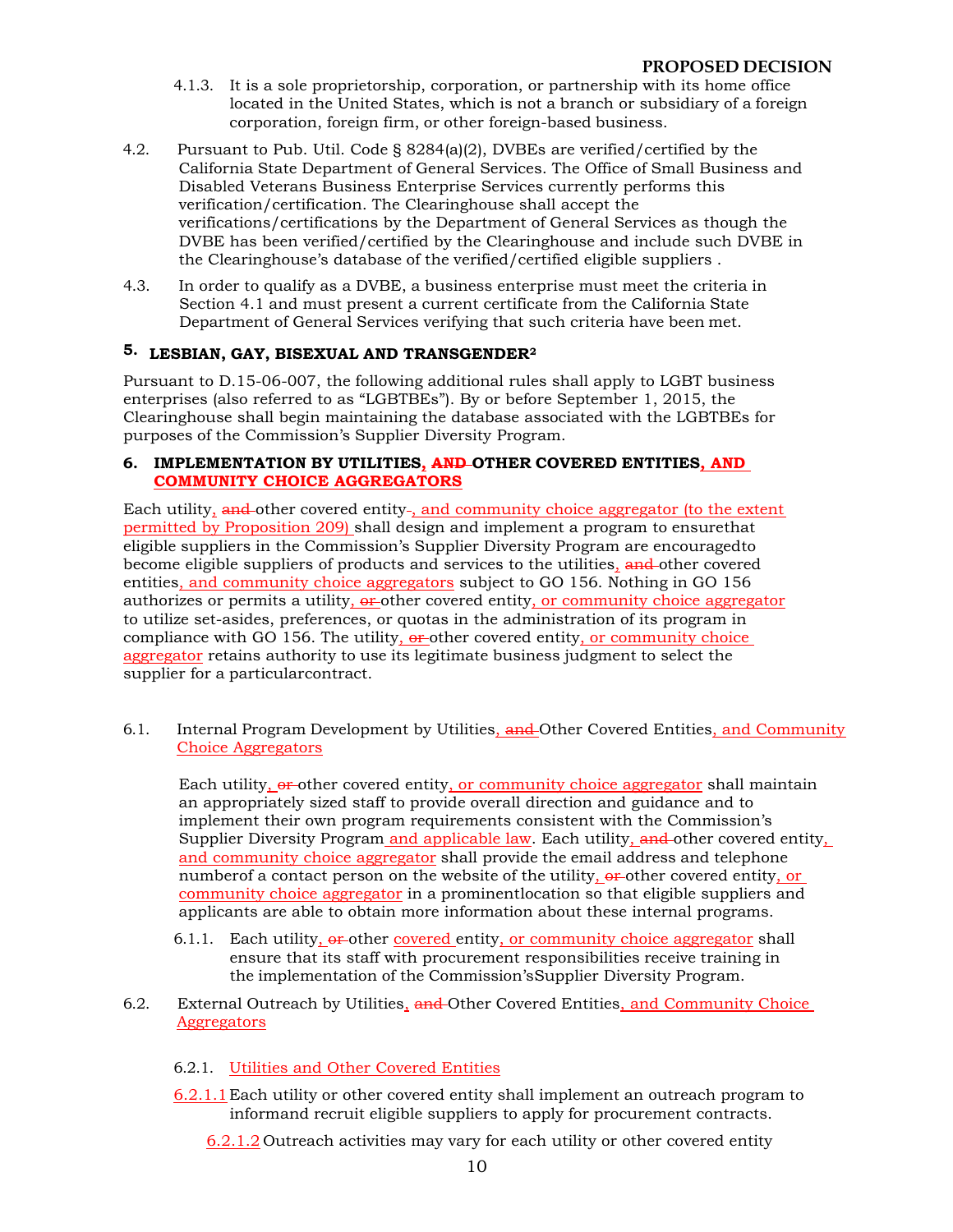4.1.3. It is a sole proprietorship, corporation, or partnership with its home office located in the United States, which is not a branch or subsidiary of a foreign corporation, foreign firm, or other foreign-based business.

4.2. Pursuant to Pub. Util. Code § 8284(a)(2), DVBEs are verified/certified by the California State Department of General Services. The Office of Small Business and Disabled Veterans Business Enterprise Services currently performs this verification/certification. The Clearinghouse shall accept the verifications/certifications by the Department of General Services as though the DVBE has been verified/certified by the Clearinghouse and include such DVBE in the Clearinghouse's database of the verified/certified eligible suppliers .

4.3. In order to qualify as a DVBE, a business enterprise must meet the criteria in Section 4.1 and must present a current certificate from the California State Department of General Services verifying that such criteria have been met.

## 5. LESBIAN, GAY, BISEXUAL AND TRANSGENDER[2]

Pursuant to D.15-06-007, the following additional rules shall apply to LGBT business enterprises (also referred to as "LGBTBEs"). By or before September 1, 2015, the Clearinghouse shall begin maintaining the database associated with the LGBTBEs for purposes of the Commission's Supplier Diversity Program.

## 6. IMPLEMENTATION BY UTILITIES, ~~AND~~ OTHER COVERED ENTITIES, AND COMMUNITY CHOICE AGGREGATORS

Each utility, ~~and~~ other covered entity~~.~~, and community choice aggregator (to the extent permitted by Proposition 209) shall design and implement a program to ensurethat eligible suppliers in the Commission's Supplier Diversity Program are encouragedto become eligible suppliers of products and services to the utilities, ~~and~~ other covered entities, and community choice aggregators subject to GO 156. Nothing in GO 156 authorizes or permits a utility, ~~or~~ other covered entity, or community choice aggregator to utilize set-asides, preferences, or quotas in the administration of its program in compliance with GO 156. The utility, ~~or~~ other covered entity, or community choice aggregator retains authority to use its legitimate business judgment to select the supplier for a particularcontract.

6.1. Internal Program Development by Utilities, ~~and~~ Other Covered Entities, and Community Choice Aggregators

Each utility, ~~or~~ other covered entity, or community choice aggregator shall maintain an appropriately sized staff to provide overall direction and guidance and to implement their own program requirements consistent with the Commission's Supplier Diversity Program and applicable law. Each utility, ~~and~~ other covered entity, and community choice aggregator shall provide the email address and telephone numberof a contact person on the website of the utility, ~~or~~ other covered entity, or community choice aggregator in a prominentlocation so that eligible suppliers and applicants are able to obtain more information about these internal programs.

6.1.1. Each utility, ~~or~~ other covered entity, or community choice aggregator shall ensure that its staff with procurement responsibilities receive training in the implementation of the Commission'sSupplier Diversity Program.

6.2. External Outreach by Utilities, ~~and~~ Other Covered Entities, and Community Choice Aggregators

6.2.1. Utilities and Other Covered Entities

6.2.1.1 Each utility or other covered entity shall implement an outreach program to informand recruit eligible suppliers to apply for procurement contracts.

6.2.1.2 Outreach activities may vary for each utility or other covered entity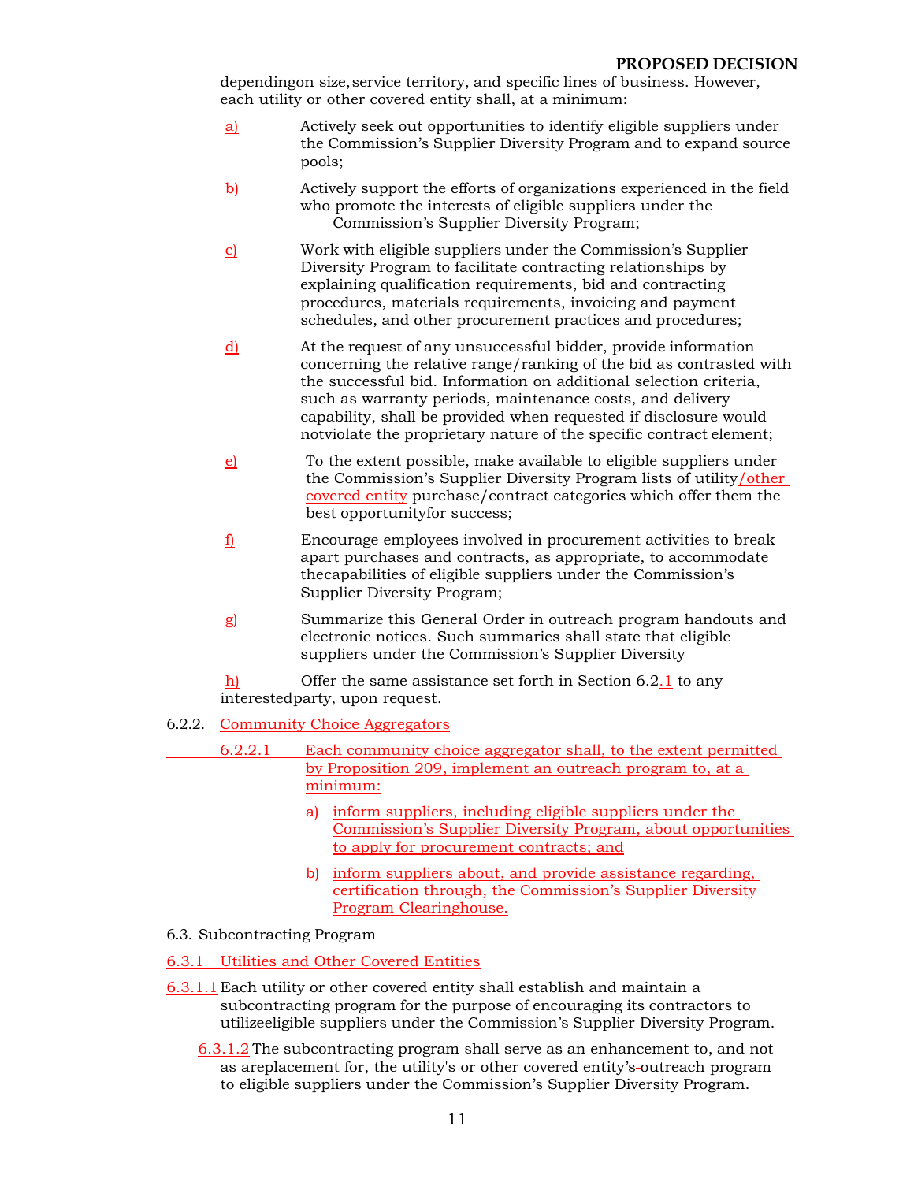dependingon size, service territory, and specific lines of business. However, each utility or other covered entity shall, at a minimum:

a) Actively seek out opportunities to identify eligible suppliers under the Commission's Supplier Diversity Program and to expand source pools;

b) Actively support the efforts of organizations experienced in the field who promote the interests of eligible suppliers under the Commission's Supplier Diversity Program;

c) Work with eligible suppliers under the Commission's Supplier Diversity Program to facilitate contracting relationships by explaining qualification requirements, bid and contracting procedures, materials requirements, invoicing and payment schedules, and other procurement practices and procedures;

d) At the request of any unsuccessful bidder, provide information concerning the relative range/ranking of the bid as contrasted with the successful bid. Information on additional selection criteria, such as warranty periods, maintenance costs, and delivery capability, shall be provided when requested if disclosure would notviolate the proprietary nature of the specific contract element;

e) To the extent possible, make available to eligible suppliers under the Commission's Supplier Diversity Program lists of utility/other covered entity purchase/contract categories which offer them the best opportunityfor success;

f) Encourage employees involved in procurement activities to break apart purchases and contracts, as appropriate, to accommodate thecapabilities of eligible suppliers under the Commission's Supplier Diversity Program;

g) Summarize this General Order in outreach program handouts and electronic notices. Such summaries shall state that eligible suppliers under the Commission's Supplier Diversity

h) Offer the same assistance set forth in Section 6.2.1 to any interestedparty, upon request.

6.2.2. Community Choice Aggregators

6.2.2.1 Each community choice aggregator shall, to the extent permitted by Proposition 209, implement an outreach program to, at a minimum:

a) inform suppliers, including eligible suppliers under the Commission's Supplier Diversity Program, about opportunities to apply for procurement contracts; and

b) inform suppliers about, and provide assistance regarding, certification through, the Commission's Supplier Diversity Program Clearinghouse.

6.3. Subcontracting Program

6.3.1 Utilities and Other Covered Entities

6.3.1.1 Each utility or other covered entity shall establish and maintain a subcontracting program for the purpose of encouraging its contractors to utilizeeligible suppliers under the Commission's Supplier Diversity Program.

6.3.1.2 The subcontracting program shall serve as an enhancement to, and not as areplacement for, the utility's or other covered entity's outreach program to eligible suppliers under the Commission's Supplier Diversity Program.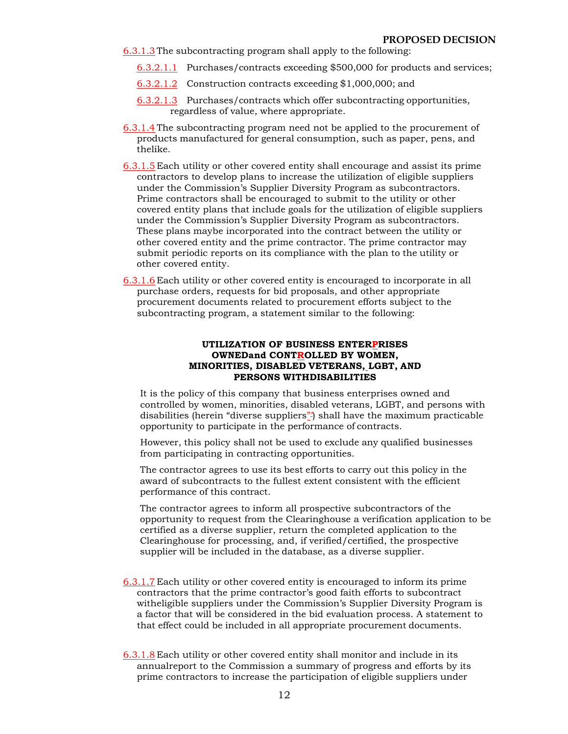6.3.1.3 The subcontracting program shall apply to the following:

- 6.3.2.1.1 Purchases/contracts exceeding $500,000 for products and services;
- 6.3.2.1.2 Construction contracts exceeding $1,000,000; and
- 6.3.2.1.3 Purchases/contracts which offer subcontracting opportunities, regardless of value, where appropriate.

6.3.1.4 The subcontracting program need not be applied to the procurement of products manufactured for general consumption, such as paper, pens, and thelike.

6.3.1.5 Each utility or other covered entity shall encourage and assist its prime contractors to develop plans to increase the utilization of eligible suppliers under the Commission's Supplier Diversity Program as subcontractors. Prime contractors shall be encouraged to submit to the utility or other covered entity plans that include goals for the utilization of eligible suppliers under the Commission's Supplier Diversity Program as subcontractors. These plans maybe incorporated into the contract between the utility or other covered entity and the prime contractor. The prime contractor may submit periodic reports on its compliance with the plan to the utility or other covered entity.

6.3.1.6 Each utility or other covered entity is encouraged to incorporate in all purchase orders, requests for bid proposals, and other appropriate procurement documents related to procurement efforts subject to the subcontracting program, a statement similar to the following:

**UTILIZATION OF BUSINESS ENTERPRISES OWNEDand CONTROLLED BY WOMEN, MINORITIES, DISABLED VETERANS, LGBT, AND PERSONS WITHDISABILITIES**

It is the policy of this company that business enterprises owned and controlled by women, minorities, disabled veterans, LGBT, and persons with disabilities (herein "diverse suppliers") shall have the maximum practicable opportunity to participate in the performance of contracts.

However, this policy shall not be used to exclude any qualified businesses from participating in contracting opportunities.

The contractor agrees to use its best efforts to carry out this policy in the award of subcontracts to the fullest extent consistent with the efficient performance of this contract.

The contractor agrees to inform all prospective subcontractors of the opportunity to request from the Clearinghouse a verification application to be certified as a diverse supplier, return the completed application to the Clearinghouse for processing, and, if verified/certified, the prospective supplier will be included in the database, as a diverse supplier.

6.3.1.7 Each utility or other covered entity is encouraged to inform its prime contractors that the prime contractor's good faith efforts to subcontract witheligible suppliers under the Commission's Supplier Diversity Program is a factor that will be considered in the bid evaluation process. A statement to that effect could be included in all appropriate procurement documents.

6.3.1.8 Each utility or other covered entity shall monitor and include in its annualreport to the Commission a summary of progress and efforts by its prime contractors to increase the participation of eligible suppliers under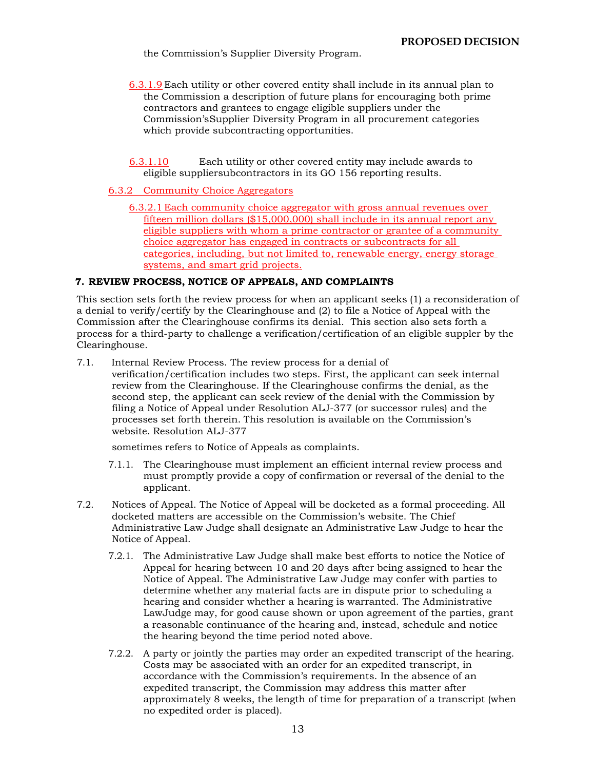the Commission's Supplier Diversity Program.

6.3.1.9 Each utility or other covered entity shall include in its annual plan to the Commission a description of future plans for encouraging both prime contractors and grantees to engage eligible suppliers under the Commission'sSupplier Diversity Program in all procurement categories which provide subcontracting opportunities.

6.3.1.10 Each utility or other covered entity may include awards to eligible suppliersubcontractors in its GO 156 reporting results.

6.3.2 Community Choice Aggregators

6.3.2.1 Each community choice aggregator with gross annual revenues over fifteen million dollars ($15,000,000) shall include in its annual report any eligible suppliers with whom a prime contractor or grantee of a community choice aggregator has engaged in contracts or subcontracts for all categories, including, but not limited to, renewable energy, energy storage systems, and smart grid projects.

**7. REVIEW PROCESS, NOTICE OF APPEALS, AND COMPLAINTS**

This section sets forth the review process for when an applicant seeks (1) a reconsideration of a denial to verify/certify by the Clearinghouse and (2) to file a Notice of Appeal with the Commission after the Clearinghouse confirms its denial. This section also sets forth a process for a third-party to challenge a verification/certification of an eligible suppler by the Clearinghouse.

7.1. Internal Review Process. The review process for a denial of verification/certification includes two steps. First, the applicant can seek internal review from the Clearinghouse. If the Clearinghouse confirms the denial, as the second step, the applicant can seek review of the denial with the Commission by filing a Notice of Appeal under Resolution ALJ-377 (or successor rules) and the processes set forth therein. This resolution is available on the Commission's website. Resolution ALJ-377

sometimes refers to Notice of Appeals as complaints.

7.1.1. The Clearinghouse must implement an efficient internal review process and must promptly provide a copy of confirmation or reversal of the denial to the applicant.

7.2. Notices of Appeal. The Notice of Appeal will be docketed as a formal proceeding. All docketed matters are accessible on the Commission's website. The Chief Administrative Law Judge shall designate an Administrative Law Judge to hear the Notice of Appeal.

7.2.1. The Administrative Law Judge shall make best efforts to notice the Notice of Appeal for hearing between 10 and 20 days after being assigned to hear the Notice of Appeal. The Administrative Law Judge may confer with parties to determine whether any material facts are in dispute prior to scheduling a hearing and consider whether a hearing is warranted. The Administrative LawJudge may, for good cause shown or upon agreement of the parties, grant a reasonable continuance of the hearing and, instead, schedule and notice the hearing beyond the time period noted above.

7.2.2. A party or jointly the parties may order an expedited transcript of the hearing. Costs may be associated with an order for an expedited transcript, in accordance with the Commission's requirements. In the absence of an expedited transcript, the Commission may address this matter after approximately 8 weeks, the length of time for preparation of a transcript (when no expedited order is placed).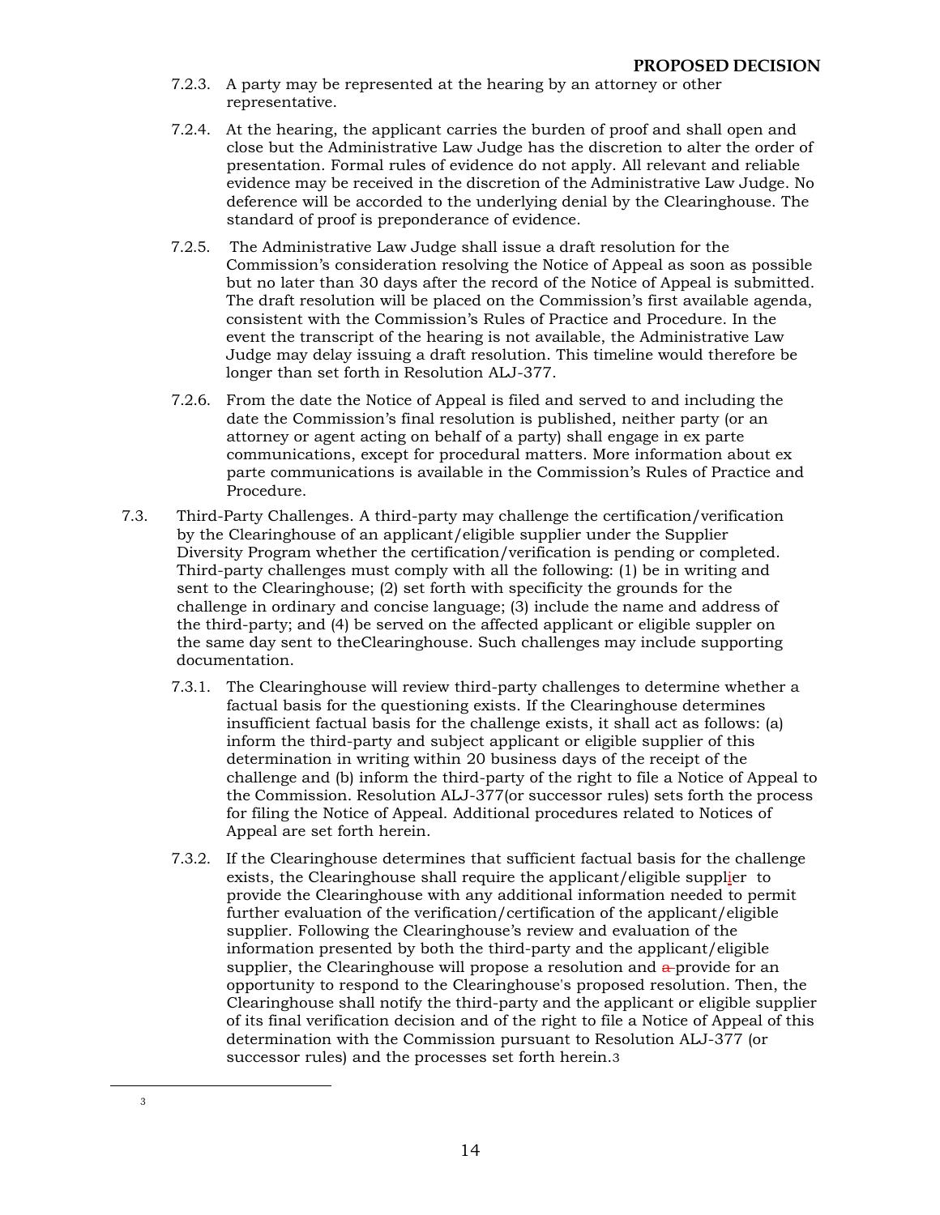7.2.3. A party may be represented at the hearing by an attorney or other representative.

7.2.4. At the hearing, the applicant carries the burden of proof and shall open and close but the Administrative Law Judge has the discretion to alter the order of presentation. Formal rules of evidence do not apply. All relevant and reliable evidence may be received in the discretion of the Administrative Law Judge. No deference will be accorded to the underlying denial by the Clearinghouse. The standard of proof is preponderance of evidence.

7.2.5. The Administrative Law Judge shall issue a draft resolution for the Commission's consideration resolving the Notice of Appeal as soon as possible but no later than 30 days after the record of the Notice of Appeal is submitted. The draft resolution will be placed on the Commission's first available agenda, consistent with the Commission's Rules of Practice and Procedure. In the event the transcript of the hearing is not available, the Administrative Law Judge may delay issuing a draft resolution. This timeline would therefore be longer than set forth in Resolution ALJ-377.

7.2.6. From the date the Notice of Appeal is filed and served to and including the date the Commission's final resolution is published, neither party (or an attorney or agent acting on behalf of a party) shall engage in ex parte communications, except for procedural matters. More information about ex parte communications is available in the Commission's Rules of Practice and Procedure.

7.3. Third-Party Challenges. A third-party may challenge the certification/verification by the Clearinghouse of an applicant/eligible supplier under the Supplier Diversity Program whether the certification/verification is pending or completed. Third-party challenges must comply with all the following: (1) be in writing and sent to the Clearinghouse; (2) set forth with specificity the grounds for the challenge in ordinary and concise language; (3) include the name and address of the third-party; and (4) be served on the affected applicant or eligible suppler on the same day sent to theClearinghouse. Such challenges may include supporting documentation.

7.3.1. The Clearinghouse will review third-party challenges to determine whether a factual basis for the questioning exists. If the Clearinghouse determines insufficient factual basis for the challenge exists, it shall act as follows: (a) inform the third-party and subject applicant or eligible supplier of this determination in writing within 20 business days of the receipt of the challenge and (b) inform the third-party of the right to file a Notice of Appeal to the Commission. Resolution ALJ-377(or successor rules) sets forth the process for filing the Notice of Appeal. Additional procedures related to Notices of Appeal are set forth herein.

7.3.2. If the Clearinghouse determines that sufficient factual basis for the challenge exists, the Clearinghouse shall require the applicant/eligible supplier to provide the Clearinghouse with any additional information needed to permit further evaluation of the verification/certification of the applicant/eligible supplier. Following the Clearinghouse's review and evaluation of the information presented by both the third-party and the applicant/eligible supplier, the Clearinghouse will propose a resolution and a provide for an opportunity to respond to the Clearinghouse's proposed resolution. Then, the Clearinghouse shall notify the third-party and the applicant or eligible supplier of its final verification decision and of the right to file a Notice of Appeal of this determination with the Commission pursuant to Resolution ALJ-377 (or successor rules) and the processes set forth herein.[3]

[3]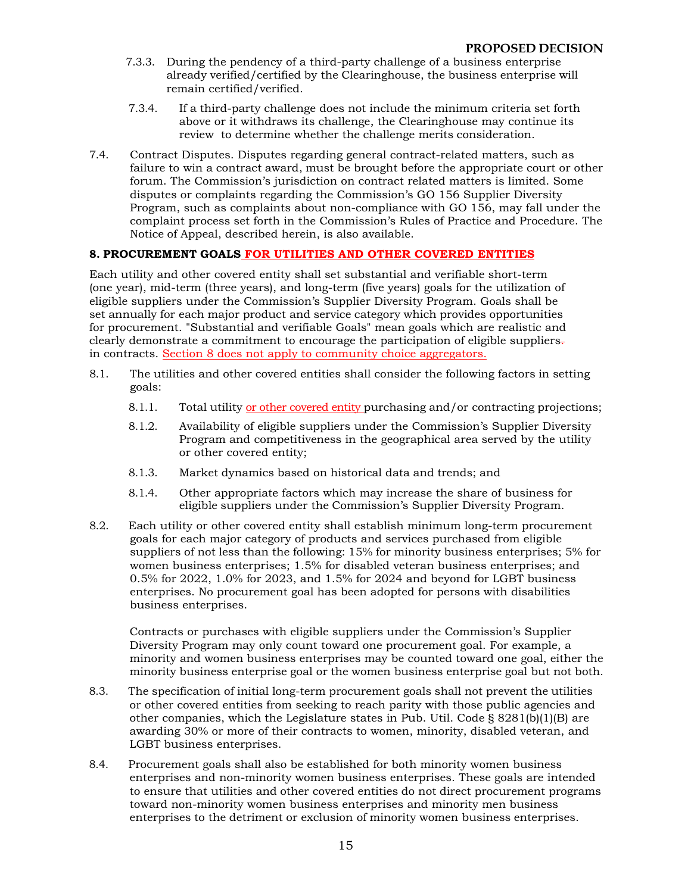7.3.3. During the pendency of a third-party challenge of a business enterprise already verified/certified by the Clearinghouse, the business enterprise will remain certified/verified.

7.3.4. If a third-party challenge does not include the minimum criteria set forth above or it withdraws its challenge, the Clearinghouse may continue its review to determine whether the challenge merits consideration.

7.4. Contract Disputes. Disputes regarding general contract-related matters, such as failure to win a contract award, must be brought before the appropriate court or other forum. The Commission's jurisdiction on contract related matters is limited. Some disputes or complaints regarding the Commission's GO 156 Supplier Diversity Program, such as complaints about non-compliance with GO 156, may fall under the complaint process set forth in the Commission's Rules of Practice and Procedure. The Notice of Appeal, described herein, is also available.

## 8. PROCUREMENT GOALS FOR UTILITIES AND OTHER COVERED ENTITIES

Each utility and other covered entity shall set substantial and verifiable short-term (one year), mid-term (three years), and long-term (five years) goals for the utilization of eligible suppliers under the Commission's Supplier Diversity Program. Goals shall be set annually for each major product and service category which provides opportunities for procurement. "Substantial and verifiable Goals" mean goals which are realistic and clearly demonstrate a commitment to encourage the participation of eligible suppliers. in contracts. Section 8 does not apply to community choice aggregators.

8.1. The utilities and other covered entities shall consider the following factors in setting goals:

8.1.1. Total utility or other covered entity purchasing and/or contracting projections;

8.1.2. Availability of eligible suppliers under the Commission's Supplier Diversity Program and competitiveness in the geographical area served by the utility or other covered entity;

8.1.3. Market dynamics based on historical data and trends; and

8.1.4. Other appropriate factors which may increase the share of business for eligible suppliers under the Commission's Supplier Diversity Program.

8.2. Each utility or other covered entity shall establish minimum long-term procurement goals for each major category of products and services purchased from eligible suppliers of not less than the following: 15% for minority business enterprises; 5% for women business enterprises; 1.5% for disabled veteran business enterprises; and 0.5% for 2022, 1.0% for 2023, and 1.5% for 2024 and beyond for LGBT business enterprises. No procurement goal has been adopted for persons with disabilities business enterprises.

Contracts or purchases with eligible suppliers under the Commission's Supplier Diversity Program may only count toward one procurement goal. For example, a minority and women business enterprises may be counted toward one goal, either the minority business enterprise goal or the women business enterprise goal but not both.

8.3. The specification of initial long-term procurement goals shall not prevent the utilities or other covered entities from seeking to reach parity with those public agencies and other companies, which the Legislature states in Pub. Util. Code § 8281(b)(1)(B) are awarding 30% or more of their contracts to women, minority, disabled veteran, and LGBT business enterprises.

8.4. Procurement goals shall also be established for both minority women business enterprises and non-minority women business enterprises. These goals are intended to ensure that utilities and other covered entities do not direct procurement programs toward non-minority women business enterprises and minority men business enterprises to the detriment or exclusion of minority women business enterprises.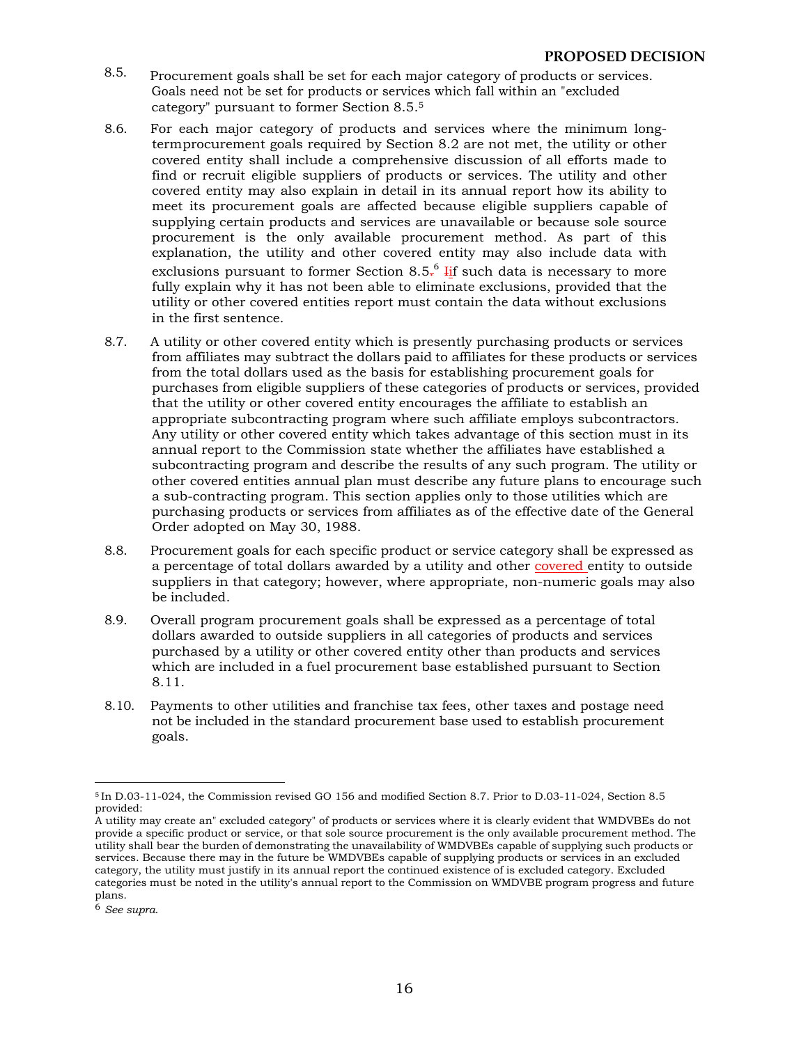8.5. Procurement goals shall be set for each major category of products or services. Goals need not be set for products or services which fall within an "excluded category" pursuant to former Section 8.5.[5]

8.6. For each major category of products and services where the minimum long-termprocurement goals required by Section 8.2 are not met, the utility or other covered entity shall include a comprehensive discussion of all efforts made to find or recruit eligible suppliers of products or services. The utility and other covered entity may also explain in detail in its annual report how its ability to meet its procurement goals are affected because eligible suppliers capable of supplying certain products and services are unavailable or because sole source procurement is the only available procurement method. As part of this explanation, the utility and other covered entity may also include data with exclusions pursuant to former Section 8.5.[6] Iif such data is necessary to more fully explain why it has not been able to eliminate exclusions, provided that the utility or other covered entities report must contain the data without exclusions in the first sentence.

8.7. A utility or other covered entity which is presently purchasing products or services from affiliates may subtract the dollars paid to affiliates for these products or services from the total dollars used as the basis for establishing procurement goals for purchases from eligible suppliers of these categories of products or services, provided that the utility or other covered entity encourages the affiliate to establish an appropriate subcontracting program where such affiliate employs subcontractors. Any utility or other covered entity which takes advantage of this section must in its annual report to the Commission state whether the affiliates have established a subcontracting program and describe the results of any such program. The utility or other covered entities annual plan must describe any future plans to encourage such a sub-contracting program. This section applies only to those utilities which are purchasing products or services from affiliates as of the effective date of the General Order adopted on May 30, 1988.

8.8. Procurement goals for each specific product or service category shall be expressed as a percentage of total dollars awarded by a utility and other covered entity to outside suppliers in that category; however, where appropriate, non-numeric goals may also be included.

8.9. Overall program procurement goals shall be expressed as a percentage of total dollars awarded to outside suppliers in all categories of products and services purchased by a utility or other covered entity other than products and services which are included in a fuel procurement base established pursuant to Section 8.11.

8.10. Payments to other utilities and franchise tax fees, other taxes and postage need not be included in the standard procurement base used to establish procurement goals.

---

[5] In D.03-11-024, the Commission revised GO 156 and modified Section 8.7. Prior to D.03-11-024, Section 8.5 provided:

A utility may create an" excluded category" of products or services where it is clearly evident that WMDVBEs do not provide a specific product or service, or that sole source procurement is the only available procurement method. The utility shall bear the burden of demonstrating the unavailability of WMDVBEs capable of supplying such products or services. Because there may in the future be WMDVBEs capable of supplying products or services in an excluded category, the utility must justify in its annual report the continued existence of is excluded category. Excluded categories must be noted in the utility's annual report to the Commission on WMDVBE program progress and future plans.

[6] *See supra.*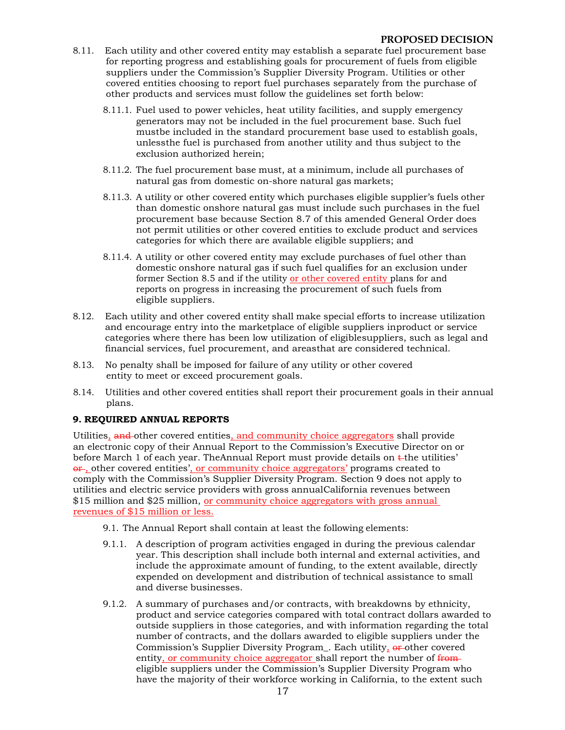8.11. Each utility and other covered entity may establish a separate fuel procurement base for reporting progress and establishing goals for procurement of fuels from eligible suppliers under the Commission's Supplier Diversity Program. Utilities or other covered entities choosing to report fuel purchases separately from the purchase of other products and services must follow the guidelines set forth below:

8.11.1. Fuel used to power vehicles, heat utility facilities, and supply emergency generators may not be included in the fuel procurement base. Such fuel mustbe included in the standard procurement base used to establish goals, unlessthe fuel is purchased from another utility and thus subject to the exclusion authorized herein;

8.11.2. The fuel procurement base must, at a minimum, include all purchases of natural gas from domestic on-shore natural gas markets;

8.11.3. A utility or other covered entity which purchases eligible supplier's fuels other than domestic onshore natural gas must include such purchases in the fuel procurement base because Section 8.7 of this amended General Order does not permit utilities or other covered entities to exclude product and services categories for which there are available eligible suppliers; and

8.11.4. A utility or other covered entity may exclude purchases of fuel other than domestic onshore natural gas if such fuel qualifies for an exclusion under former Section 8.5 and if the utility or other covered entity plans for and reports on progress in increasing the procurement of such fuels from eligible suppliers.

8.12. Each utility and other covered entity shall make special efforts to increase utilization and encourage entry into the marketplace of eligible suppliers inproduct or service categories where there has been low utilization of eligiblesuppliers, such as legal and financial services, fuel procurement, and areasthat are considered technical.

8.13. No penalty shall be imposed for failure of any utility or other covered entity to meet or exceed procurement goals.

8.14. Utilities and other covered entities shall report their procurement goals in their annual plans.

**9. REQUIRED ANNUAL REPORTS**

Utilities, ~~and~~ other covered entities, and community choice aggregators shall provide an electronic copy of their Annual Report to the Commission's Executive Director on or before March 1 of each year. TheAnnual Report must provide details on ~~t~~ the utilities' ~~or~~ , other covered entities', or community choice aggregators' programs created to comply with the Commission's Supplier Diversity Program. Section 9 does not apply to utilities and electric service providers with gross annualCalifornia revenues between $15 million and $25 million, or community choice aggregators with gross annual revenues of $15 million or less.

9.1. The Annual Report shall contain at least the following elements:

9.1.1. A description of program activities engaged in during the previous calendar year. This description shall include both internal and external activities, and include the approximate amount of funding, to the extent available, directly expended on development and distribution of technical assistance to small and diverse businesses.

9.1.2. A summary of purchases and/or contracts, with breakdowns by ethnicity, product and service categories compared with total contract dollars awarded to outside suppliers in those categories, and with information regarding the total number of contracts, and the dollars awarded to eligible suppliers under the Commission's Supplier Diversity Program_. Each utility, ~~or~~ other covered entity, or community choice aggregator shall report the number of ~~from~~ eligible suppliers under the Commission's Supplier Diversity Program who have the majority of their workforce working in California, to the extent such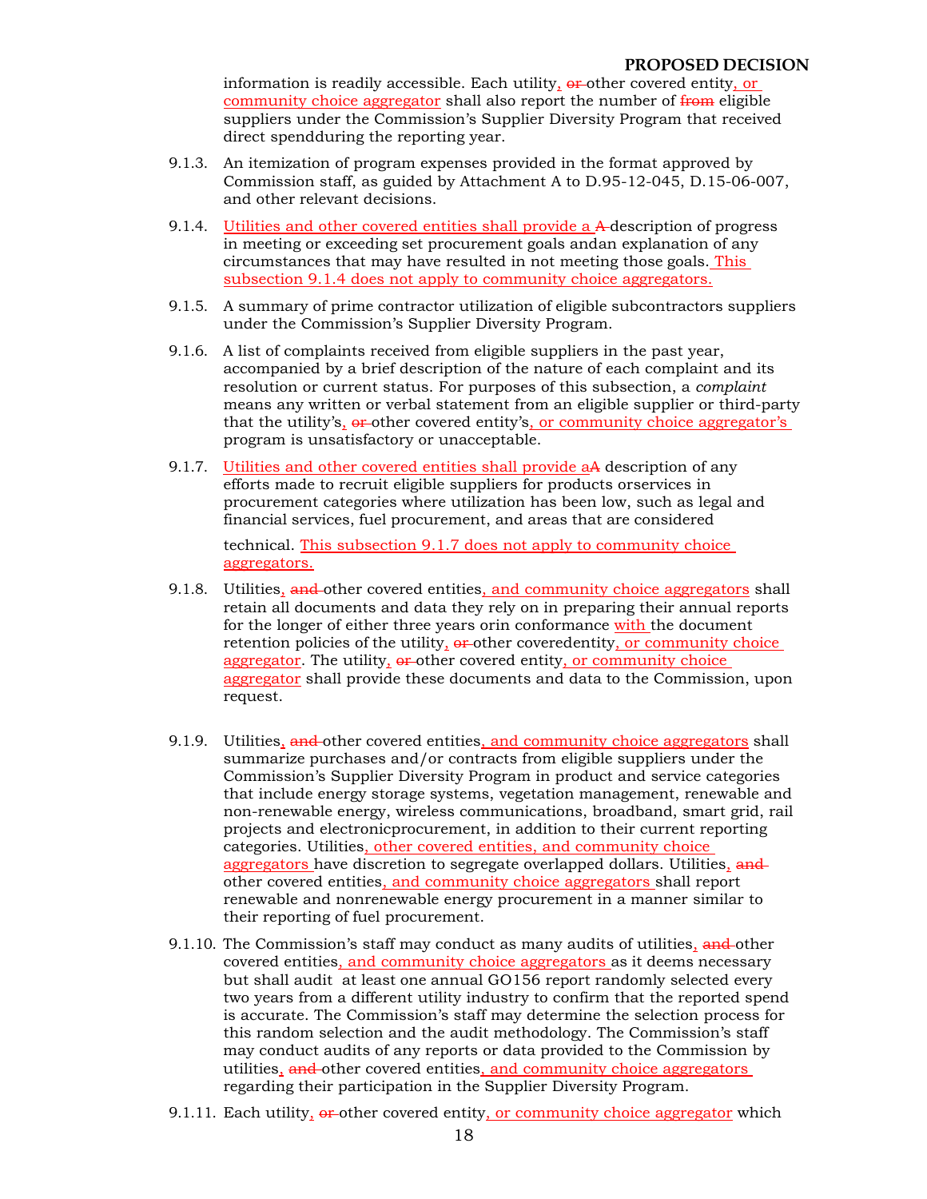information is readily accessible. Each utility, ~~or~~ other covered entity, or community choice aggregator shall also report the number of ~~from~~ eligible suppliers under the Commission's Supplier Diversity Program that received direct spendduring the reporting year.

9.1.3. An itemization of program expenses provided in the format approved by Commission staff, as guided by Attachment A to D.95-12-045, D.15-06-007, and other relevant decisions.

9.1.4. Utilities and other covered entities shall provide a ~~A~~ description of progress in meeting or exceeding set procurement goals andan explanation of any circumstances that may have resulted in not meeting those goals. This subsection 9.1.4 does not apply to community choice aggregators.

9.1.5. A summary of prime contractor utilization of eligible subcontractors suppliers under the Commission's Supplier Diversity Program.

9.1.6. A list of complaints received from eligible suppliers in the past year, accompanied by a brief description of the nature of each complaint and its resolution or current status. For purposes of this subsection, a *complaint* means any written or verbal statement from an eligible supplier or third-party that the utility's, ~~or~~ other covered entity's, or community choice aggregator's program is unsatisfactory or unacceptable.

9.1.7. Utilities and other covered entities shall provide a~~A~~ description of any efforts made to recruit eligible suppliers for products orservices in procurement categories where utilization has been low, such as legal and financial services, fuel procurement, and areas that are considered technical. This subsection 9.1.7 does not apply to community choice aggregators.

9.1.8. Utilities, ~~and~~ other covered entities, and community choice aggregators shall retain all documents and data they rely on in preparing their annual reports for the longer of either three years orin conformance with the document retention policies of the utility, ~~or~~ other coveredentity, or community choice aggregator. The utility, ~~or~~ other covered entity, or community choice aggregator shall provide these documents and data to the Commission, upon request.

9.1.9. Utilities, ~~and~~ other covered entities, and community choice aggregators shall summarize purchases and/or contracts from eligible suppliers under the Commission's Supplier Diversity Program in product and service categories that include energy storage systems, vegetation management, renewable and non-renewable energy, wireless communications, broadband, smart grid, rail projects and electronicprocurement, in addition to their current reporting categories. Utilities, other covered entities, and community choice aggregators have discretion to segregate overlapped dollars. Utilities, ~~and~~ other covered entities, and community choice aggregators shall report renewable and nonrenewable energy procurement in a manner similar to their reporting of fuel procurement.

9.1.10. The Commission's staff may conduct as many audits of utilities, ~~and~~ other covered entities, and community choice aggregators as it deems necessary but shall audit at least one annual GO156 report randomly selected every two years from a different utility industry to confirm that the reported spend is accurate. The Commission's staff may determine the selection process for this random selection and the audit methodology. The Commission's staff may conduct audits of any reports or data provided to the Commission by utilities, ~~and~~ other covered entities, and community choice aggregators regarding their participation in the Supplier Diversity Program.

9.1.11. Each utility, ~~or~~ other covered entity, or community choice aggregator which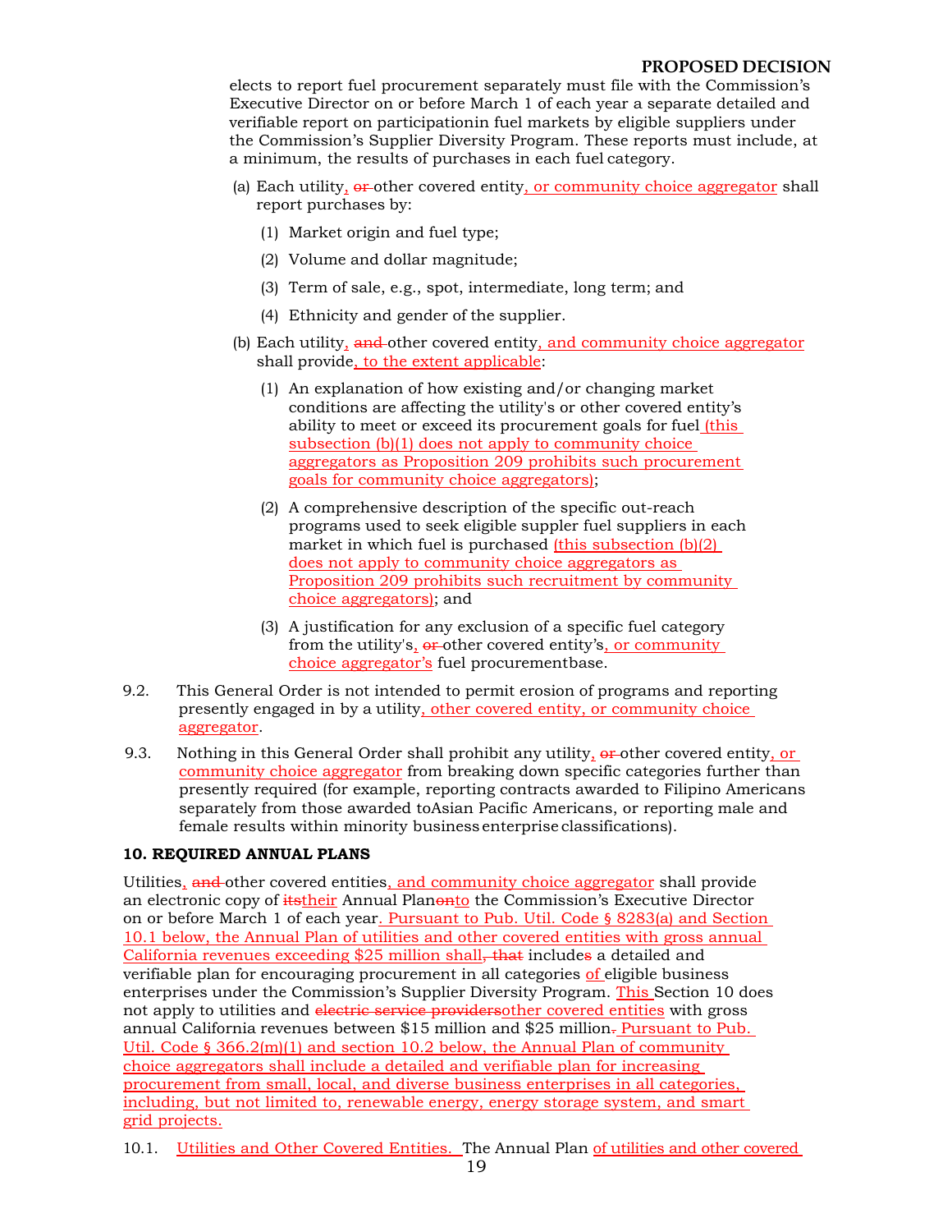elects to report fuel procurement separately must file with the Commission's Executive Director on or before March 1 of each year a separate detailed and verifiable report on participationin fuel markets by eligible suppliers under the Commission's Supplier Diversity Program. These reports must include, at a minimum, the results of purchases in each fuel category.

(a) Each utility, ~~or~~ other covered entity, or community choice aggregator shall report purchases by:

(1) Market origin and fuel type;

(2) Volume and dollar magnitude;

(3) Term of sale, e.g., spot, intermediate, long term; and

(4) Ethnicity and gender of the supplier.

(b) Each utility, ~~and~~ other covered entity, and community choice aggregator shall provide, to the extent applicable:

(1) An explanation of how existing and/or changing market conditions are affecting the utility's or other covered entity's ability to meet or exceed its procurement goals for fuel (this subsection (b)(1) does not apply to community choice aggregators as Proposition 209 prohibits such procurement goals for community choice aggregators);

(2) A comprehensive description of the specific out-reach programs used to seek eligible suppler fuel suppliers in each market in which fuel is purchased (this subsection (b)(2) does not apply to community choice aggregators as Proposition 209 prohibits such recruitment by community choice aggregators); and

(3) A justification for any exclusion of a specific fuel category from the utility's, ~~or~~ other covered entity's, or community choice aggregator's fuel procurementbase.

9.2. This General Order is not intended to permit erosion of programs and reporting presently engaged in by a utility, other covered entity, or community choice aggregator.

9.3. Nothing in this General Order shall prohibit any utility, ~~or~~ other covered entity, or community choice aggregator from breaking down specific categories further than presently required (for example, reporting contracts awarded to Filipino Americans separately from those awarded toAsian Pacific Americans, or reporting male and female results within minority business enterprise classifications).

**10. REQUIRED ANNUAL PLANS**

Utilities, ~~and~~ other covered entities, and community choice aggregator shall provide an electronic copy of ~~its~~their Annual Plan~~on~~to the Commission's Executive Director on or before March 1 of each year. Pursuant to Pub. Util. Code § 8283(a) and Section 10.1 below, the Annual Plan of utilities and other covered entities with gross annual California revenues exceeding $25 million shall~~, that~~ include~~s~~ a detailed and verifiable plan for encouraging procurement in all categories of eligible business enterprises under the Commission's Supplier Diversity Program. This Section 10 does not apply to utilities and ~~electric service providers~~other covered entities with gross annual California revenues between $15 million and $25 million~~.~~ Pursuant to Pub. Util. Code § 366.2(m)(1) and section 10.2 below, the Annual Plan of community choice aggregators shall include a detailed and verifiable plan for increasing procurement from small, local, and diverse business enterprises in all categories, including, but not limited to, renewable energy, energy storage system, and smart grid projects.

10.1. Utilities and Other Covered Entities. The Annual Plan of utilities and other covered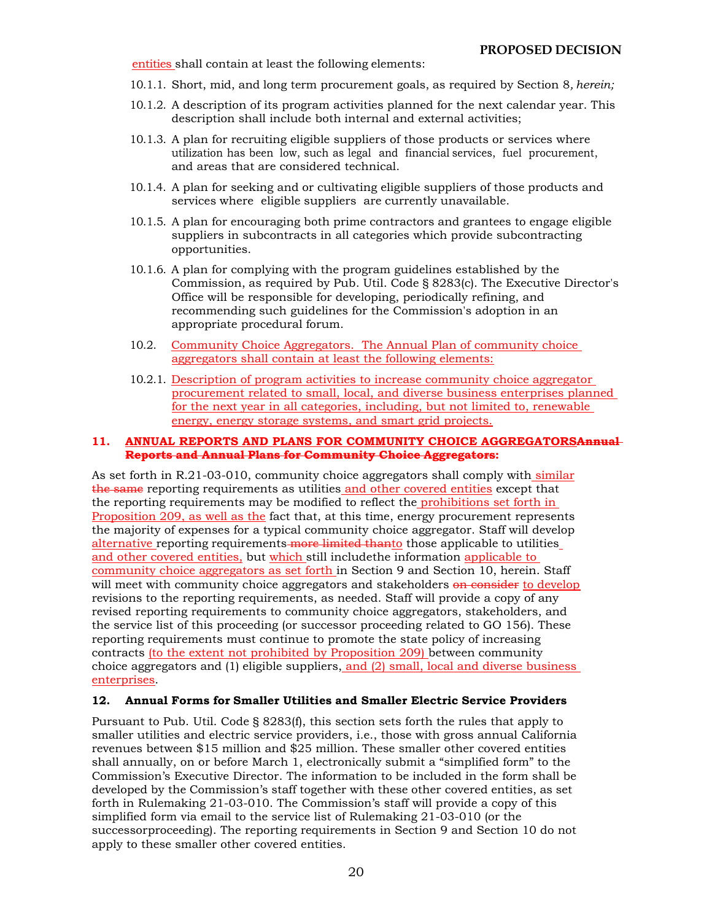entities shall contain at least the following elements:

10.1.1. Short, mid, and long term procurement goals, as required by Section 8*, herein;*

10.1.2. A description of its program activities planned for the next calendar year. This description shall include both internal and external activities;

10.1.3. A plan for recruiting eligible suppliers of those products or services where utilization has been low, such as legal and financial services, fuel procurement, and areas that are considered technical.

10.1.4. A plan for seeking and or cultivating eligible suppliers of those products and services where eligible suppliers are currently unavailable.

10.1.5. A plan for encouraging both prime contractors and grantees to engage eligible suppliers in subcontracts in all categories which provide subcontracting opportunities.

10.1.6. A plan for complying with the program guidelines established by the Commission, as required by Pub. Util. Code § 8283(c). The Executive Director's Office will be responsible for developing, periodically refining, and recommending such guidelines for the Commission's adoption in an appropriate procedural forum.

10.2. Community Choice Aggregators. The Annual Plan of community choice aggregators shall contain at least the following elements:

10.2.1. Description of program activities to increase community choice aggregator procurement related to small, local, and diverse business enterprises planned for the next year in all categories, including, but not limited to, renewable energy, energy storage systems, and smart grid projects.

## 11. ANNUAL REPORTS AND PLANS FOR COMMUNITY CHOICE AGGREGATORS~~Annual Reports and Annual Plans for Community Choice Aggregators~~:

As set forth in R.21-03-010, community choice aggregators shall comply with similar ~~the same~~ reporting requirements as utilities and other covered entities except that the reporting requirements may be modified to reflect the prohibitions set forth in Proposition 209, as well as the fact that, at this time, energy procurement represents the majority of expenses for a typical community choice aggregator. Staff will develop alternative reporting requirements ~~more limited than~~to those applicable to utilities and other covered entities, but which still includethe information applicable to community choice aggregators as set forth in Section 9 and Section 10, herein. Staff will meet with community choice aggregators and stakeholders ~~on consider~~ to develop revisions to the reporting requirements, as needed. Staff will provide a copy of any revised reporting requirements to community choice aggregators, stakeholders, and the service list of this proceeding (or successor proceeding related to GO 156). These reporting requirements must continue to promote the state policy of increasing contracts (to the extent not prohibited by Proposition 209) between community choice aggregators and (1) eligible suppliers, and (2) small, local and diverse business enterprises.

## 12. Annual Forms for Smaller Utilities and Smaller Electric Service Providers

Pursuant to Pub. Util. Code § 8283(f), this section sets forth the rules that apply to smaller utilities and electric service providers, i.e., those with gross annual California revenues between $15 million and $25 million. These smaller other covered entities shall annually, on or before March 1, electronically submit a "simplified form" to the Commission's Executive Director. The information to be included in the form shall be developed by the Commission's staff together with these other covered entities, as set forth in Rulemaking 21-03-010. The Commission's staff will provide a copy of this simplified form via email to the service list of Rulemaking 21-03-010 (or the successorproceeding). The reporting requirements in Section 9 and Section 10 do not apply to these smaller other covered entities.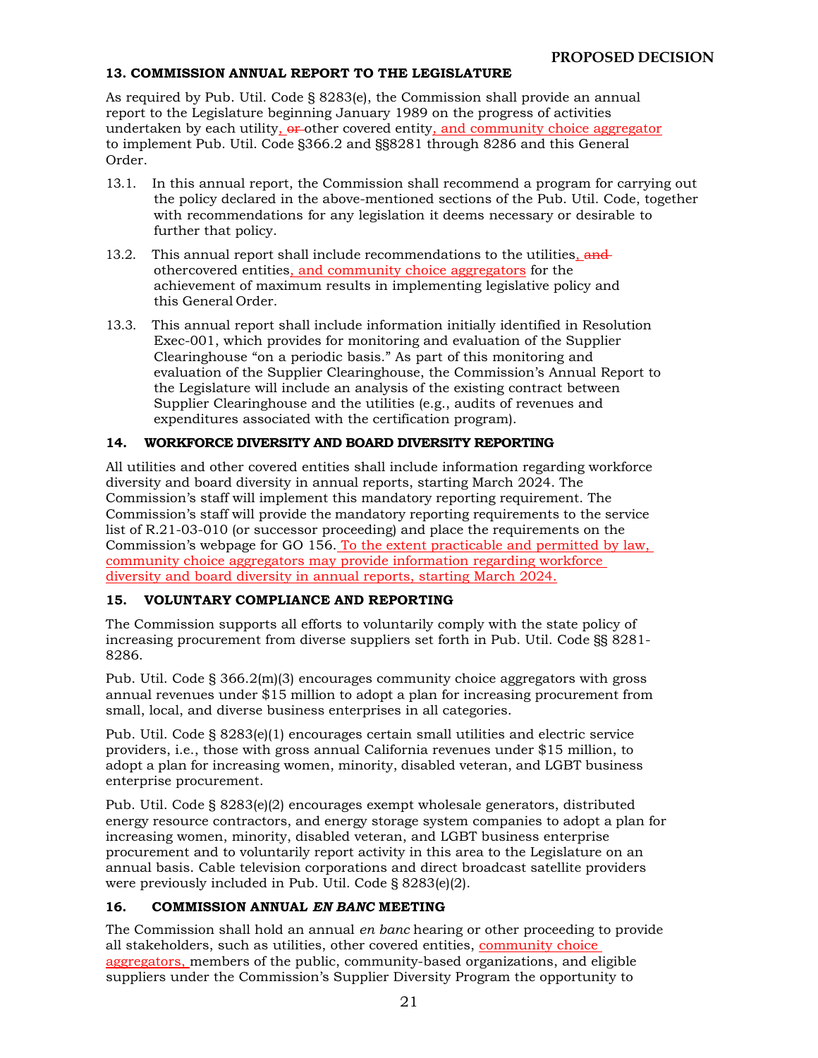## 13. COMMISSION ANNUAL REPORT TO THE LEGISLATURE

As required by Pub. Util. Code § 8283(e), the Commission shall provide an annual report to the Legislature beginning January 1989 on the progress of activities undertaken by each utility, ~~or~~ other covered entity, and community choice aggregator to implement Pub. Util. Code §366.2 and §§8281 through 8286 and this General Order.

13.1. In this annual report, the Commission shall recommend a program for carrying out the policy declared in the above-mentioned sections of the Pub. Util. Code, together with recommendations for any legislation it deems necessary or desirable to further that policy.

13.2. This annual report shall include recommendations to the utilities, ~~and~~ othercovered entities, and community choice aggregators for the achievement of maximum results in implementing legislative policy and this General Order.

13.3. This annual report shall include information initially identified in Resolution Exec-001, which provides for monitoring and evaluation of the Supplier Clearinghouse "on a periodic basis." As part of this monitoring and evaluation of the Supplier Clearinghouse, the Commission's Annual Report to the Legislature will include an analysis of the existing contract between Supplier Clearinghouse and the utilities (e.g., audits of revenues and expenditures associated with the certification program).

## 14. WORKFORCE DIVERSITY AND BOARD DIVERSITY REPORTING

All utilities and other covered entities shall include information regarding workforce diversity and board diversity in annual reports, starting March 2024. The Commission's staff will implement this mandatory reporting requirement. The Commission's staff will provide the mandatory reporting requirements to the service list of R.21-03-010 (or successor proceeding) and place the requirements on the Commission's webpage for GO 156. To the extent practicable and permitted by law, community choice aggregators may provide information regarding workforce diversity and board diversity in annual reports, starting March 2024.

## 15. VOLUNTARY COMPLIANCE AND REPORTING

The Commission supports all efforts to voluntarily comply with the state policy of increasing procurement from diverse suppliers set forth in Pub. Util. Code §§ 8281-8286.

Pub. Util. Code § 366.2(m)(3) encourages community choice aggregators with gross annual revenues under $15 million to adopt a plan for increasing procurement from small, local, and diverse business enterprises in all categories.

Pub. Util. Code § 8283(e)(1) encourages certain small utilities and electric service providers, i.e., those with gross annual California revenues under $15 million, to adopt a plan for increasing women, minority, disabled veteran, and LGBT business enterprise procurement.

Pub. Util. Code § 8283(e)(2) encourages exempt wholesale generators, distributed energy resource contractors, and energy storage system companies to adopt a plan for increasing women, minority, disabled veteran, and LGBT business enterprise procurement and to voluntarily report activity in this area to the Legislature on an annual basis. Cable television corporations and direct broadcast satellite providers were previously included in Pub. Util. Code § 8283(e)(2).

## 16. COMMISSION ANNUAL *EN BANC* MEETING

The Commission shall hold an annual *en banc* hearing or other proceeding to provide all stakeholders, such as utilities, other covered entities, community choice aggregators, members of the public, community-based organizations, and eligible suppliers under the Commission's Supplier Diversity Program the opportunity to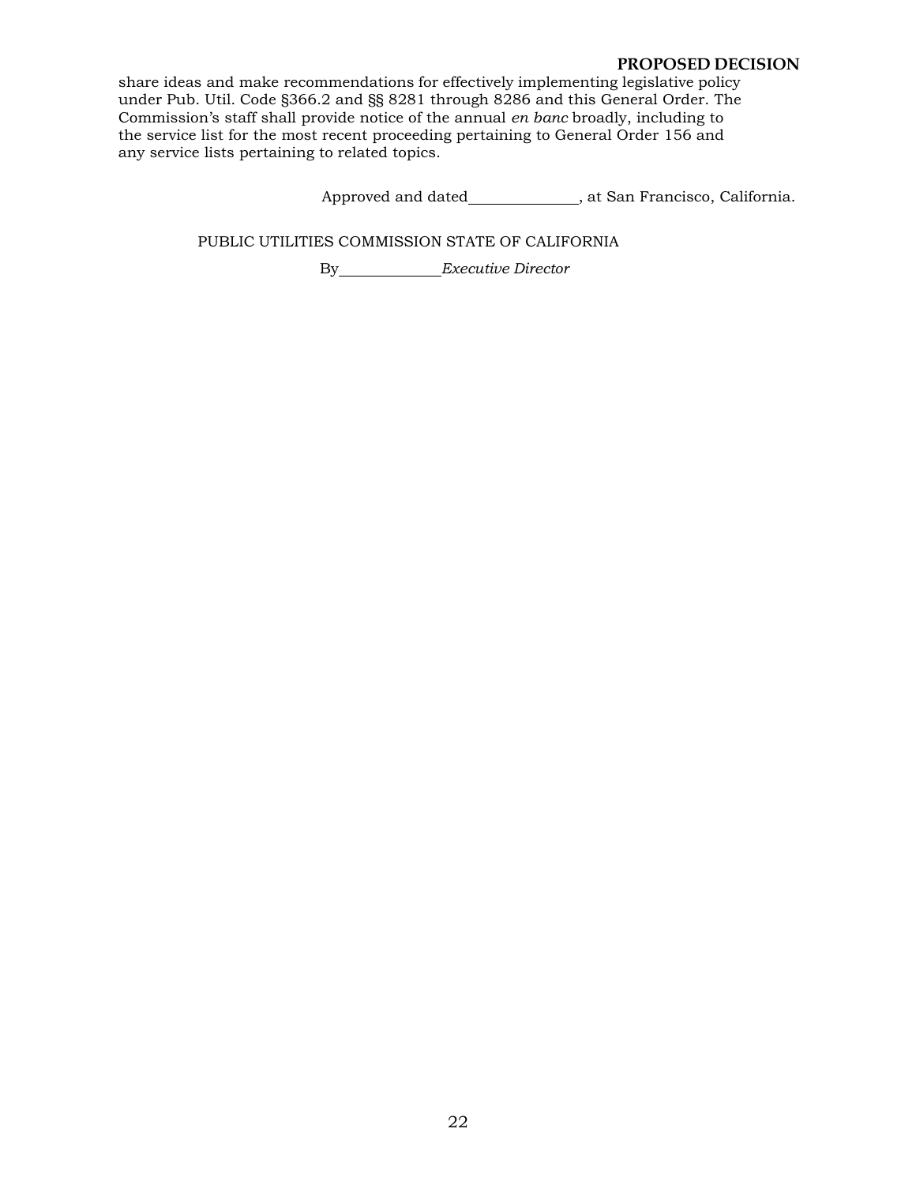share ideas and make recommendations for effectively implementing legislative policy under Pub. Util. Code §366.2 and §§ 8281 through 8286 and this General Order. The Commission's staff shall provide notice of the annual *en banc* broadly, including to the service list for the most recent proceeding pertaining to General Order 156 and any service lists pertaining to related topics.

Approved and dated_____________, at San Francisco, California.

PUBLIC UTILITIES COMMISSION STATE OF CALIFORNIA

By_____________*Executive Director*